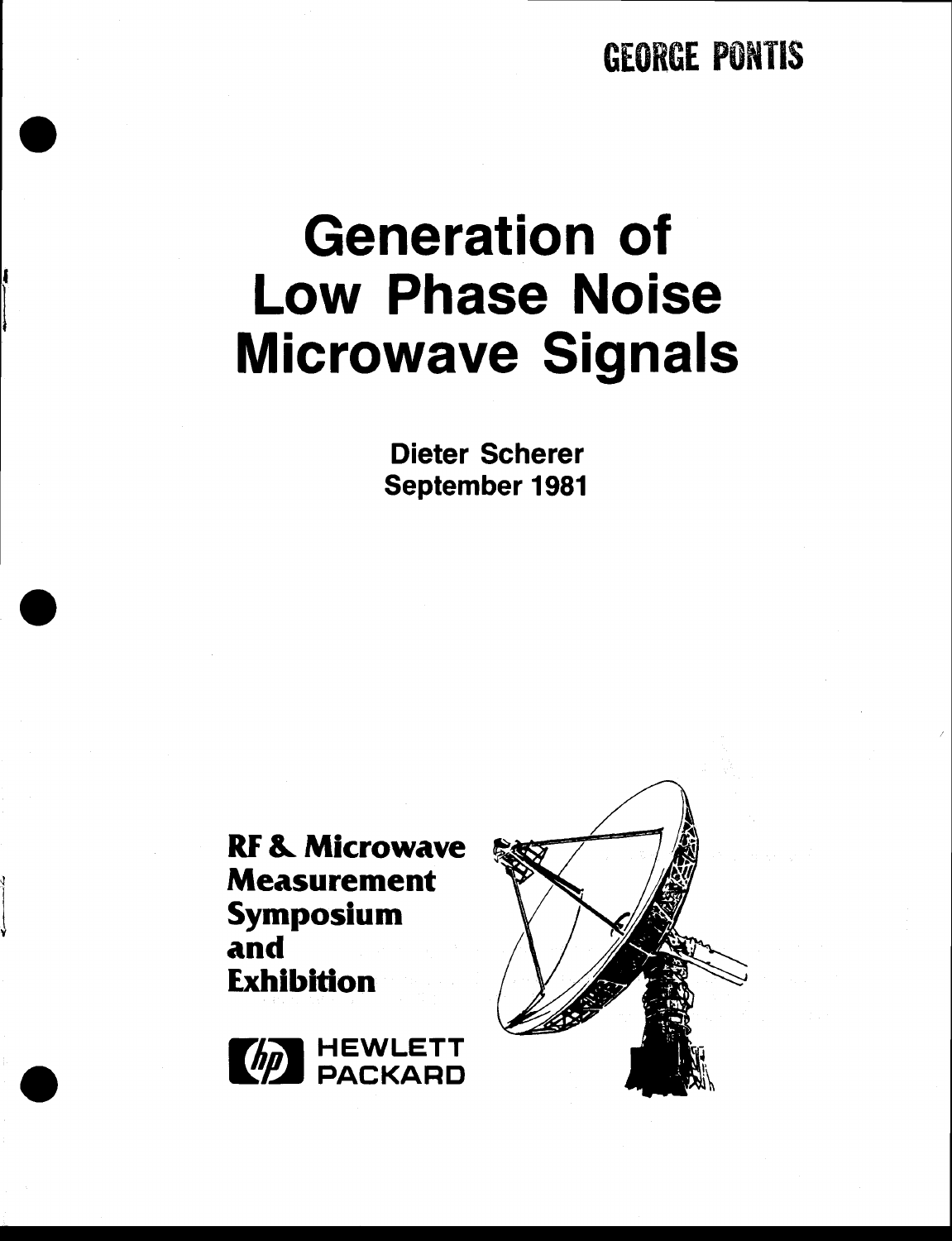GEORGE PONTIS

# Generation of Low Phase Noise Microwave Signals

**Dieter Scherer**
**September 1981**

**RF & Microwave Measurement Symposium and Exhibition**

HEWLETT PACKARD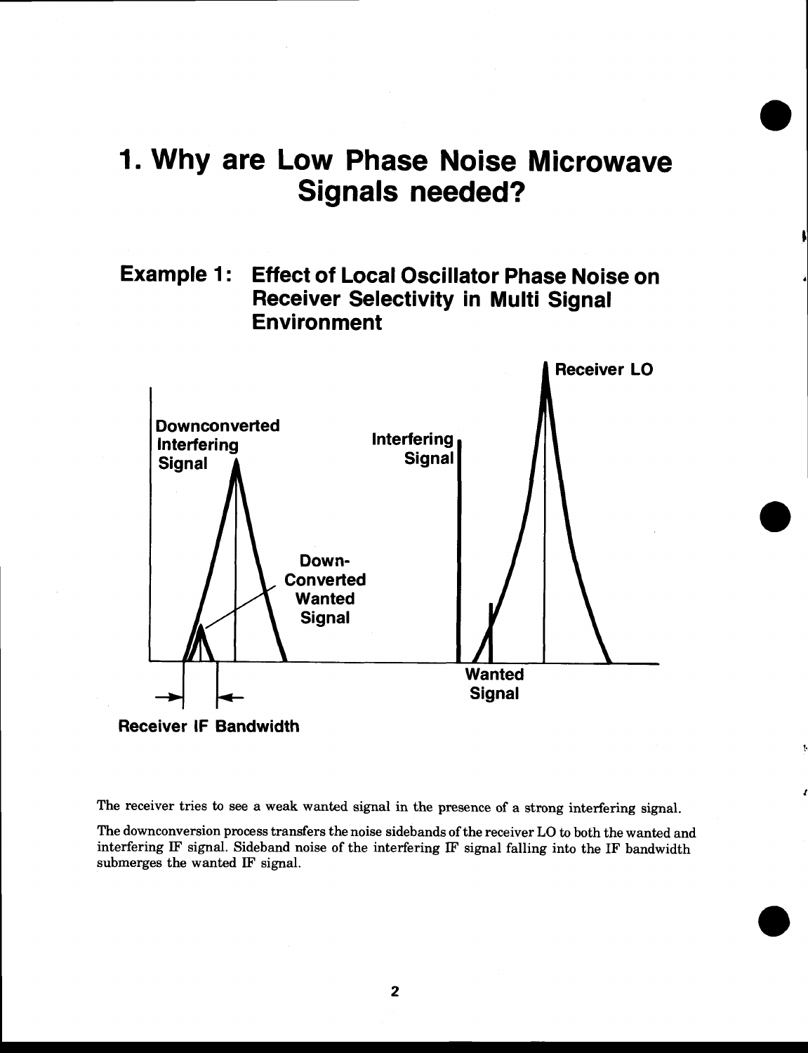# 1. Why are Low Phase Noise Microwave Signals needed?

## Example 1: Effect of Local Oscillator Phase Noise on Receiver Selectivity in Multi Signal Environment

The receiver tries to see a weak wanted signal in the presence of a strong interfering signal.

The downconversion process transfers the noise sidebands of the receiver LO to both the wanted and interfering IF signal. Sideband noise of the interfering IF signal falling into the IF bandwidth submerges the wanted IF signal.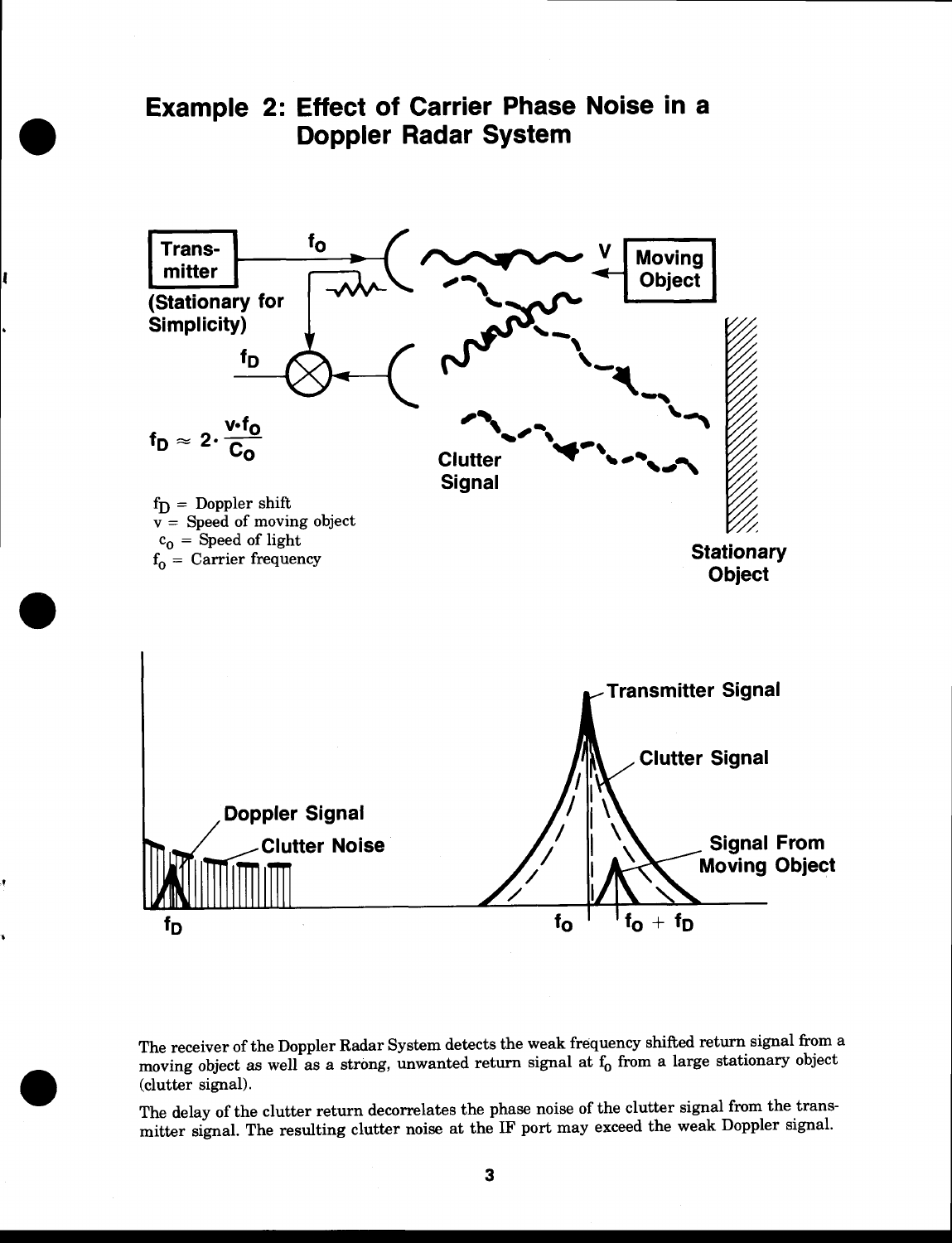# Example 2: Effect of Carrier Phase Noise in a Doppler Radar System

$$f_D \approx 2 \cdot \frac{v \cdot f_o}{c_o}$$

$f_D$ = Doppler shift
v = Speed of moving object
$c_o$ = Speed of light
$f_o$ = Carrier frequency

The receiver of the Doppler Radar System detects the weak frequency shifted return signal from a moving object as well as a strong, unwanted return signal at $f_o$ from a large stationary object (clutter signal).

The delay of the clutter return decorrelates the phase noise of the clutter signal from the transmitter signal. The resulting clutter noise at the IF port may exceed the weak Doppler signal.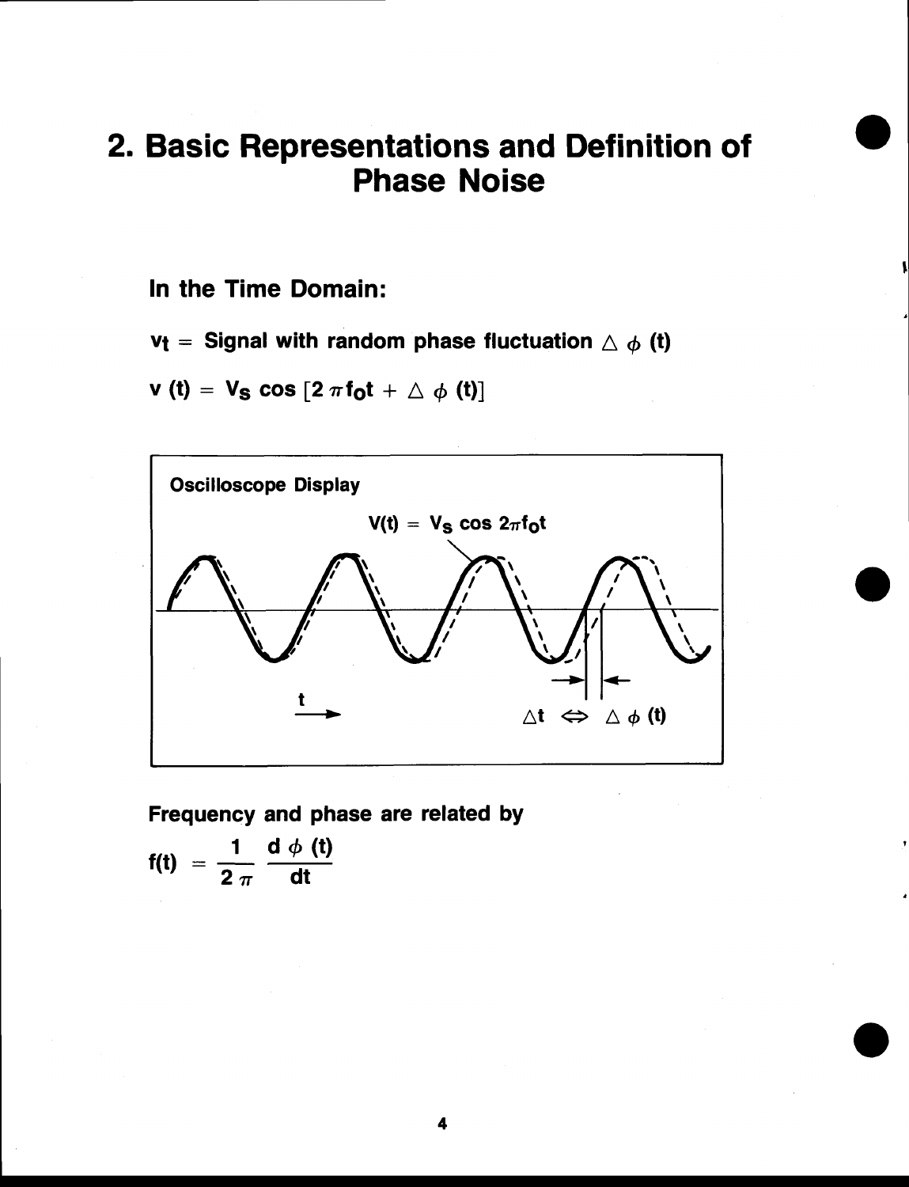# 2. Basic Representations and Definition of Phase Noise

## In the Time Domain:

$v_t$ = Signal with random phase fluctuation $\Delta \phi(t)$

$$v(t) = V_s \cos [2 \pi f_o t + \Delta \phi(t)]$$

Oscilloscope Display

$V(t) = V_s \cos 2\pi f_o t$

$t$

$\Delta t \Leftrightarrow \Delta \phi(t)$

**Frequency and phase are related by**

$$f(t) = \frac{1}{2\pi} \frac{d\phi(t)}{dt}$$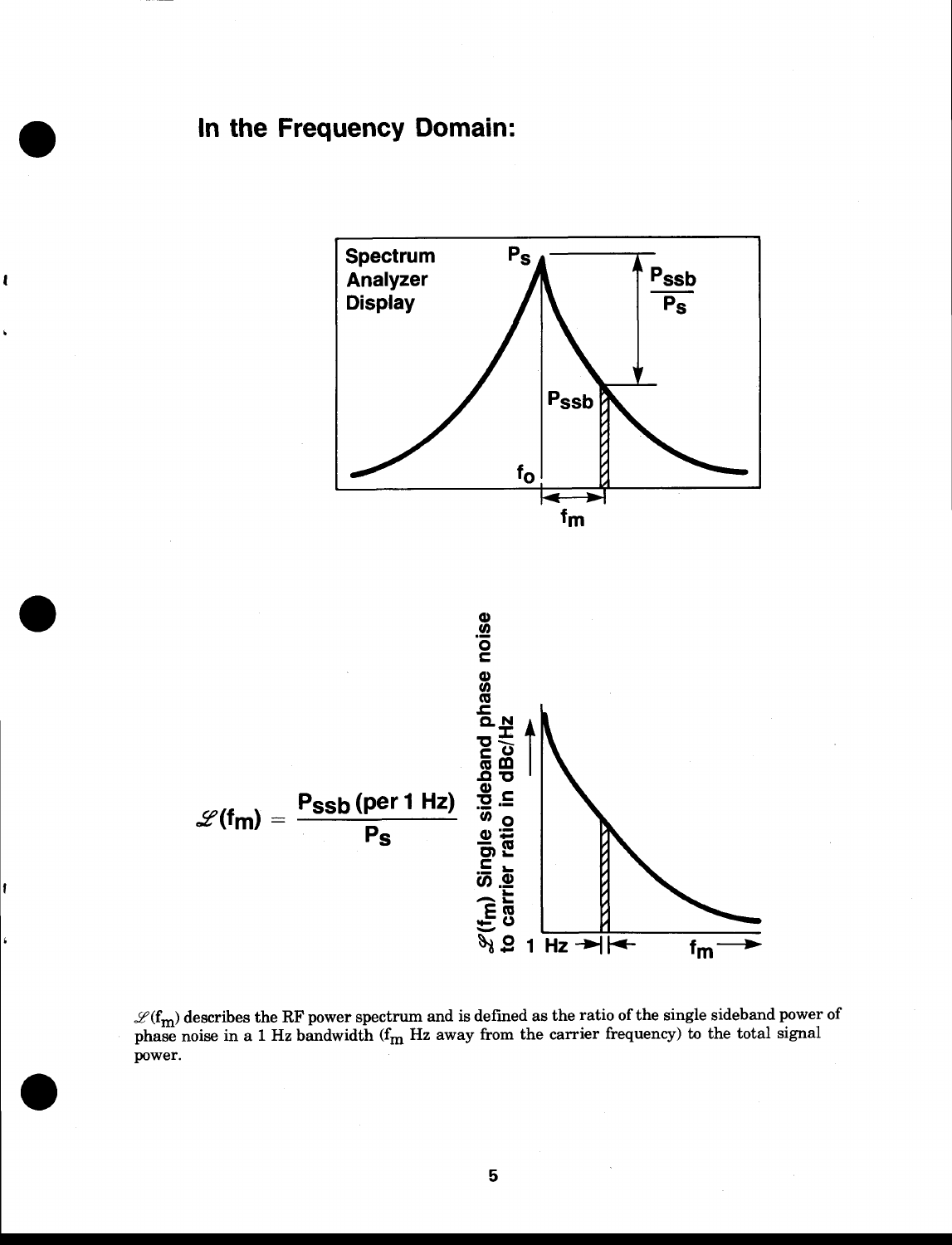## In the Frequency Domain:

$$\mathscr{L}(f_m) = \frac{P_{ssb}\ (\text{per 1 Hz})}{P_s}$$

$\mathscr{L}(f_m)$ describes the RF power spectrum and is defined as the ratio of the single sideband power of phase noise in a 1 Hz bandwidth ($f_m$ Hz away from the carrier frequency) to the total signal power.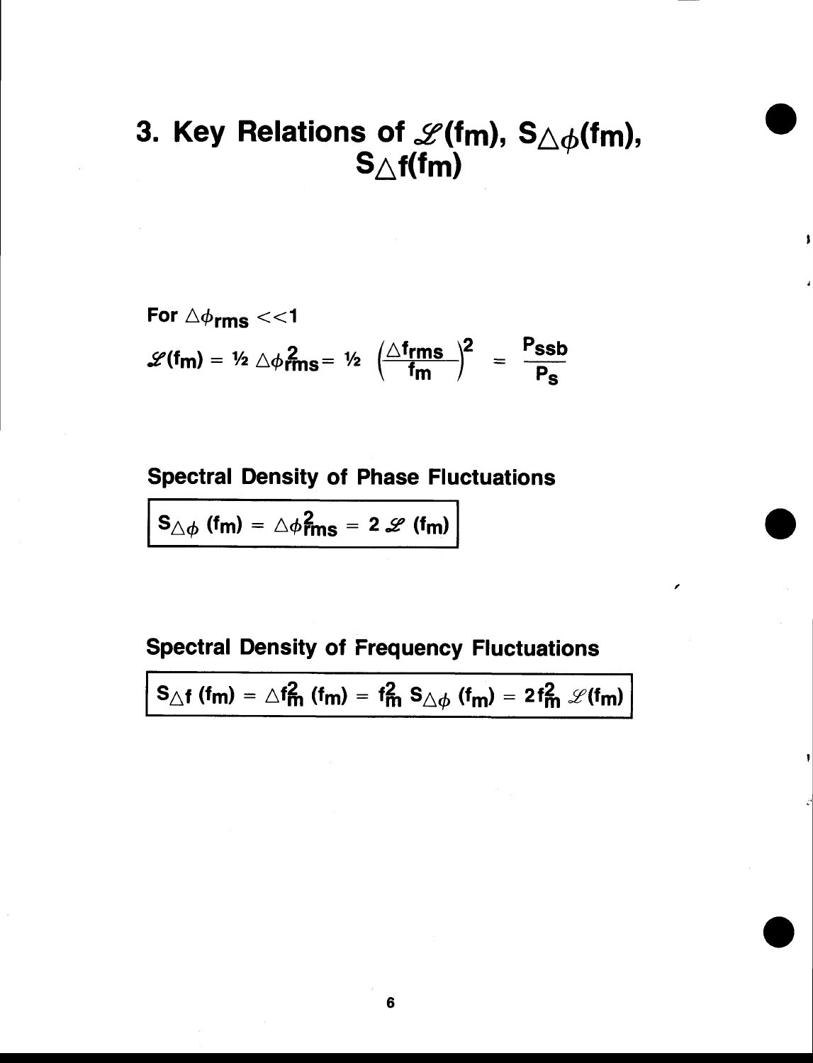# 3. Key Relations of $\mathscr{L}(f_m)$, $S_{\Delta\phi}(f_m)$, $S_{\Delta f}(f_m)$

For $\Delta\phi_{rms} << 1$

$$\mathscr{L}(f_m) = \tfrac{1}{2}\,\Delta\phi^2_{rms} = \tfrac{1}{2}\left(\frac{\Delta f_{rms}}{f_m}\right)^2 = \frac{P_{ssb}}{P_s}$$

**Spectral Density of Phase Fluctuations**

$$\boxed{S_{\Delta\phi}(f_m) = \Delta\phi^2_{rms} = 2\,\mathscr{L}(f_m)}$$

**Spectral Density of Frequency Fluctuations**

$$\boxed{S_{\Delta f}(f_m) = \Delta f^2_m\,(f_m) = f^2_m\,S_{\Delta\phi}(f_m) = 2f^2_m\,\mathscr{L}(f_m)}$$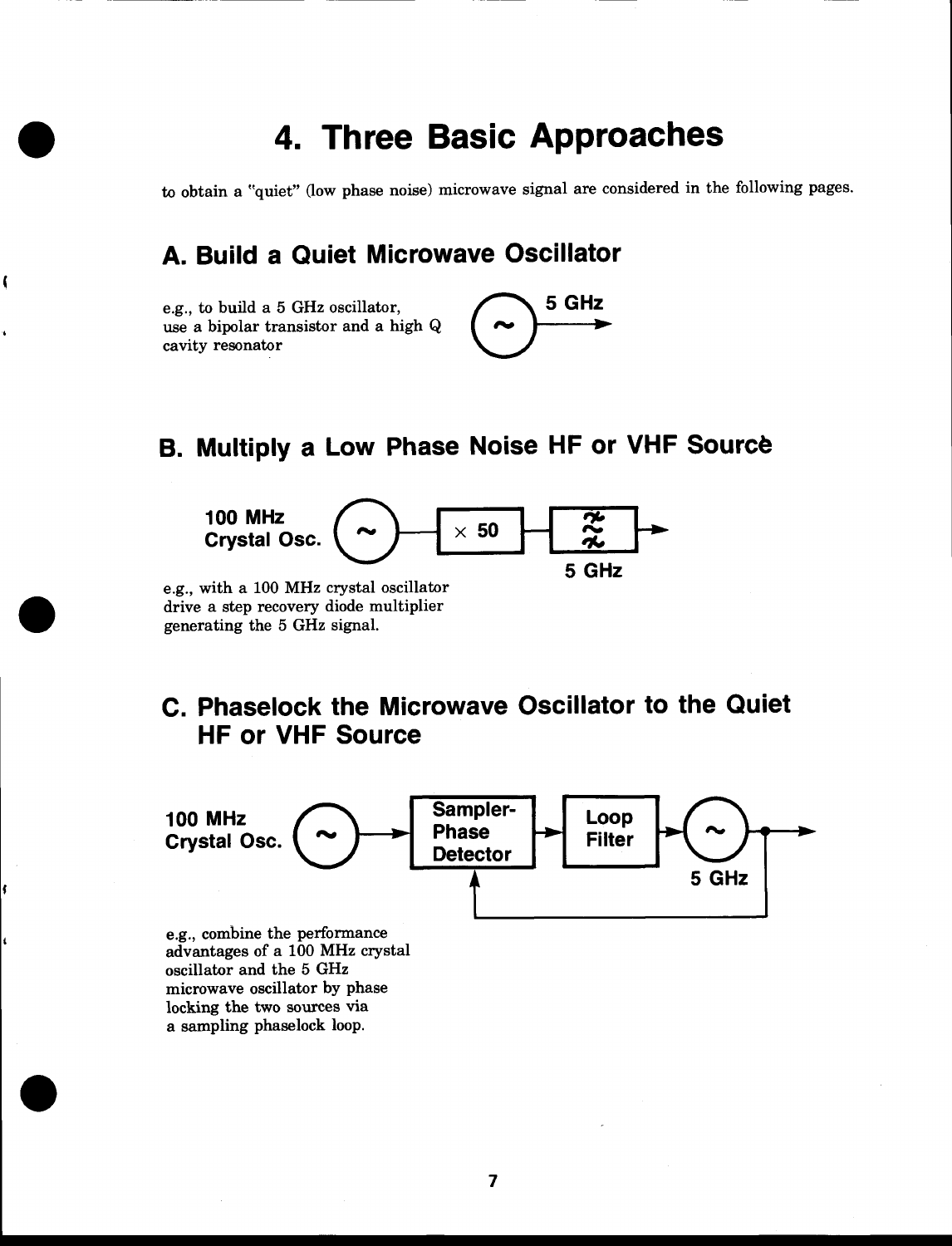# 4. Three Basic Approaches

to obtain a "quiet" (low phase noise) microwave signal are considered in the following pages.

## A. Build a Quiet Microwave Oscillator

e.g., to build a 5 GHz oscillator, use a bipolar transistor and a high Q cavity resonator

5 GHz

## B. Multiply a Low Phase Noise HF or VHF Source

100 MHz Crystal Osc. — × 50 — 5 GHz

e.g., with a 100 MHz crystal oscillator drive a step recovery diode multiplier generating the 5 GHz signal.

## C. Phaselock the Microwave Oscillator to the Quiet HF or VHF Source

100 MHz Crystal Osc. — Sampler-Phase Detector — Loop Filter — 5 GHz

e.g., combine the performance advantages of a 100 MHz crystal oscillator and the 5 GHz microwave oscillator by phase locking the two sources via a sampling phaselock loop.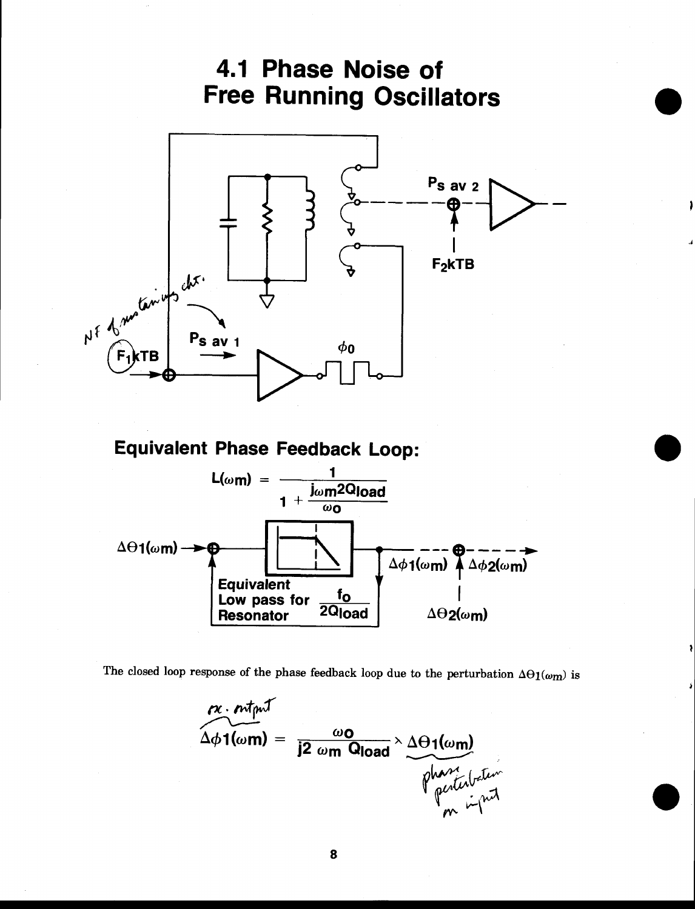# 4.1 Phase Noise of Free Running Oscillators

## Equivalent Phase Feedback Loop:

$$L(\omega m) = \frac{1}{1 + \frac{j\omega m 2Q_{load}}{\omega o}}$$

Equivalent Low pass for Resonator $\frac{f_o}{2Q_{load}}$

The closed loop response of the phase feedback loop due to the perturbation $\Delta\Theta 1(\omega m)$ is

$$\Delta\phi 1(\omega m) = \frac{\omega o}{j2\ \omega m\ Q_{load}} \times \Delta\Theta 1(\omega m)$$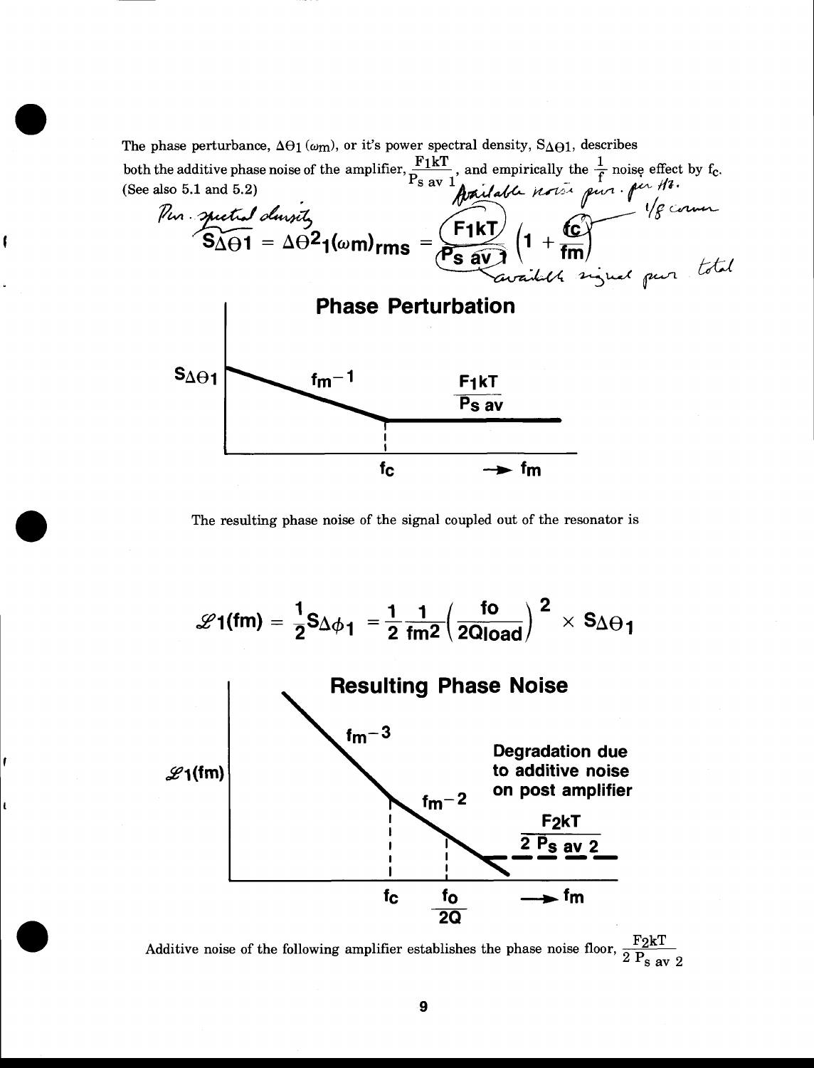The phase perturbance, $\Delta\Theta_1(\omega_m)$, or it's power spectral density, $S_{\Delta\Theta 1}$, describes both the additive phase noise of the amplifier, $\frac{F_1 kT}{P_{s\,av\,1}}$, and empirically the $\frac{1}{f}$ noise effect by $f_c$. (See also 5.1 and 5.2)

$$S_{\Delta\Theta 1} = \Delta\Theta^2{}_1(\omega m)_{rms} = \frac{F_1 kT}{P_{s\,av\,1}}\left(1 + \frac{f_c}{f_m}\right)$$

**Phase Perturbation**

$S_{\Delta\Theta 1}$ — $f_m^{-1}$ — $\frac{F_1 kT}{P_{s\,av}}$ — $f_c$ — $\rightarrow f_m$

The resulting phase noise of the signal coupled out of the resonator is

$$\mathscr{L}_1(f_m) = \frac{1}{2} S_{\Delta\phi 1} = \frac{1}{2}\frac{1}{f_m^2}\left(\frac{f_o}{2Q_{load}}\right)^2 \times S_{\Delta\Theta 1}$$

**Resulting Phase Noise**

$\mathscr{L}_1(f_m)$ — $f_m^{-3}$ — $f_m^{-2}$ — Degradation due to additive noise on post amplifier — $\frac{F_2 kT}{2 P_{s\,av\,2}}$ — $f_c$ — $\frac{f_o}{2Q}$ — $\rightarrow f_m$

Additive noise of the following amplifier establishes the phase noise floor, $\frac{F_2 kT}{2 P_{s\,av\,2}}$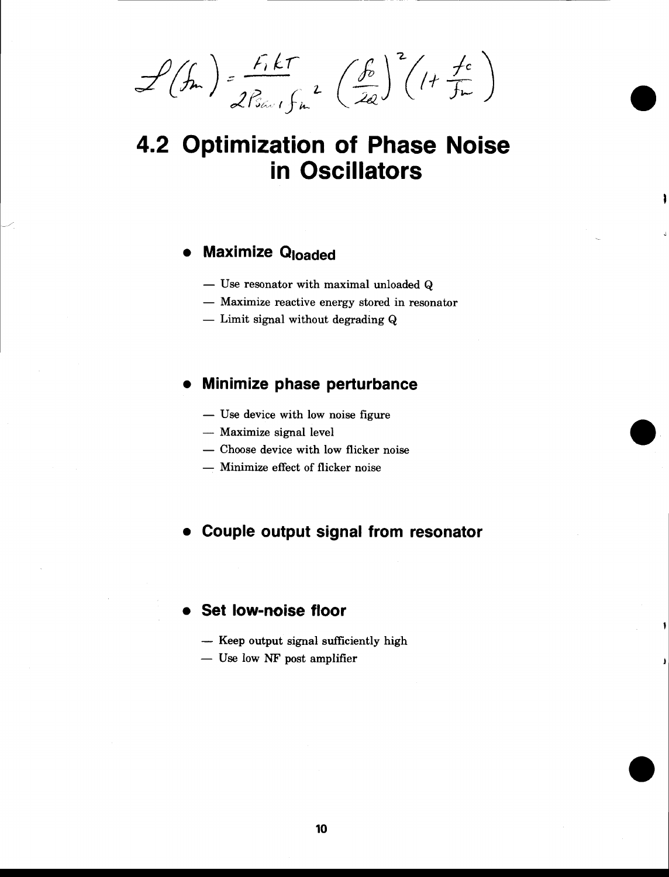$$\mathcal{L}(f_m) = \frac{F_1 kT}{2P_{savail} f_m^2} \left(\frac{f_0}{2Q}\right)^2 \left(1 + \frac{f_c}{f_m}\right)$$

# 4.2 Optimization of Phase Noise in Oscillators

- **Maximize $Q_{loaded}$**
  - Use resonator with maximal unloaded Q
  - Maximize reactive energy stored in resonator
  - Limit signal without degrading Q

- **Minimize phase perturbance**
  - Use device with low noise figure
  - Maximize signal level
  - Choose device with low flicker noise
  - Minimize effect of flicker noise

- **Couple output signal from resonator**

- **Set low-noise floor**
  - Keep output signal sufficiently high
  - Use low NF post amplifier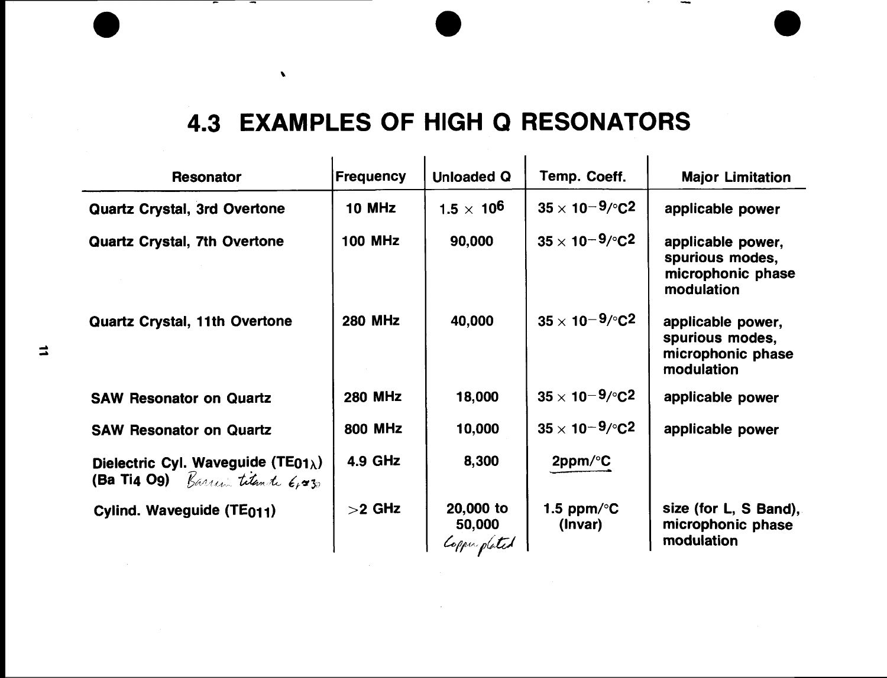# 4.3 EXAMPLES OF HIGH Q RESONATORS

| Resonator | Frequency | Unloaded Q | Temp. Coeff. | Major Limitation |
|---|---|---|---|---|
| Quartz Crystal, 3rd Overtone | 10 MHz | $1.5 \times 10^6$ | $35 \times 10^{-9}/°C^2$ | applicable power |
| Quartz Crystal, 7th Overtone | 100 MHz | 90,000 | $35 \times 10^{-9}/°C^2$ | applicable power, spurious modes, microphonic phase modulation |
| Quartz Crystal, 11th Overtone | 280 MHz | 40,000 | $35 \times 10^{-9}/°C^2$ | applicable power, spurious modes, microphonic phase modulation |
| SAW Resonator on Quartz | 280 MHz | 18,000 | $35 \times 10^{-9}/°C^2$ | applicable power |
| SAW Resonator on Quartz | 800 MHz | 10,000 | $35 \times 10^{-9}/°C^2$ | applicable power |
| Dielectric Cyl. Waveguide ($TE_{01\lambda}$) ($Ba\,Ti_4\,O_9$) *Barium titanate $\epsilon_r \approx 30$* | 4.9 GHz | 8,300 | 2ppm/°C | |
| Cylind. Waveguide ($TE_{011}$) | >2 GHz | 20,000 to 50,000 *Copper plated* | 1.5 ppm/°C (Invar) | size (for L, S Band), microphonic phase modulation |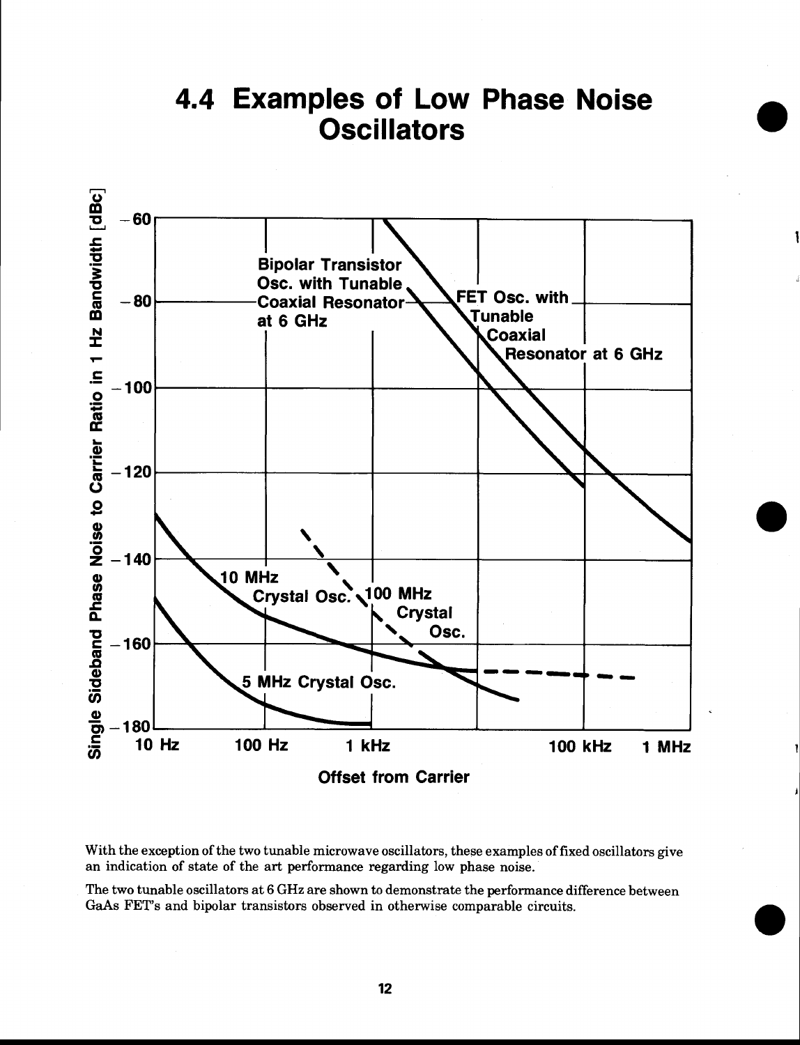# 4.4 Examples of Low Phase Noise Oscillators

With the exception of the two tunable microwave oscillators, these examples of fixed oscillators give an indication of state of the art performance regarding low phase noise.

The two tunable oscillators at 6 GHz are shown to demonstrate the performance difference between GaAs FET's and bipolar transistors observed in otherwise comparable circuits.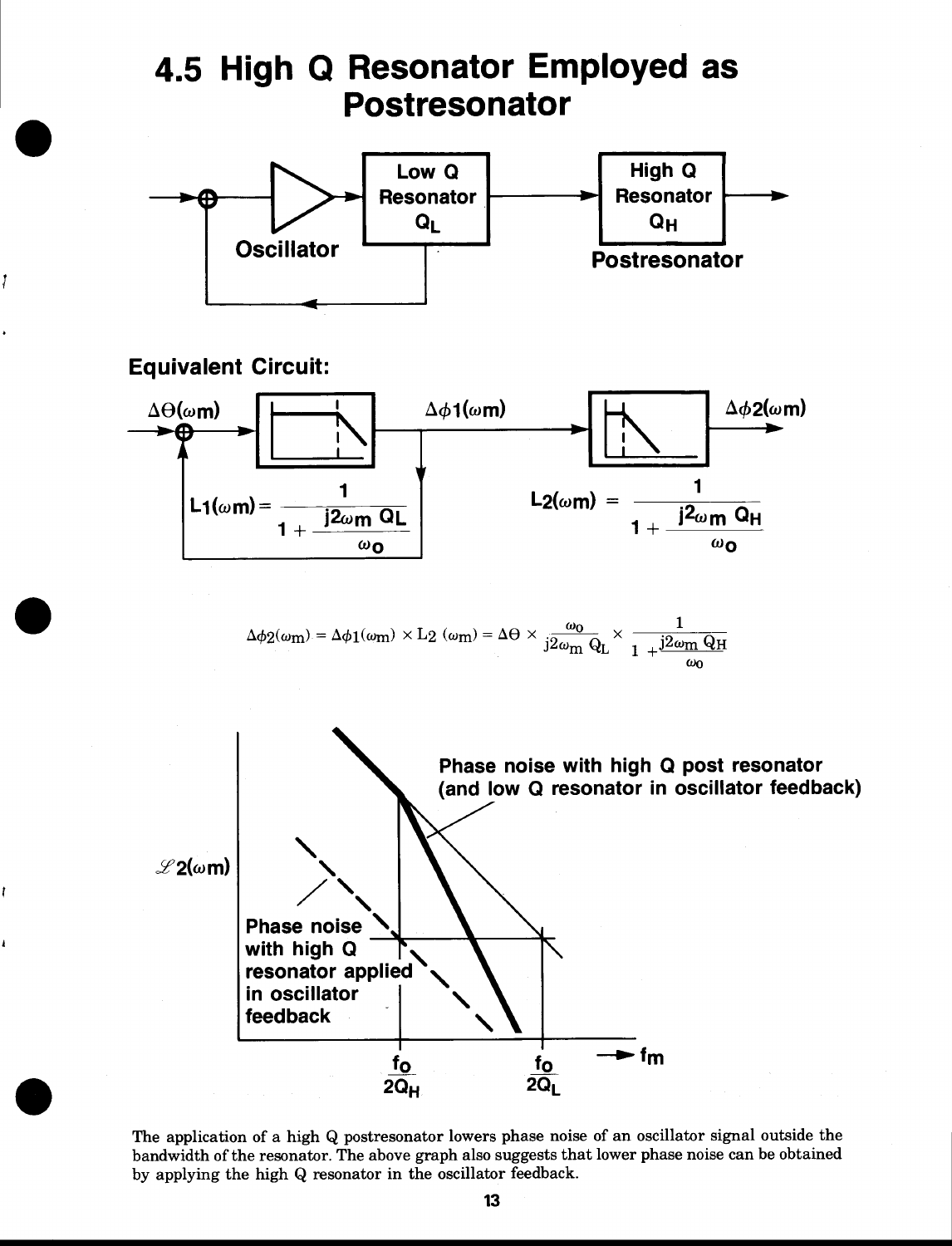# 4.5 High Q Resonator Employed as Postresonator

Oscillator — Low Q Resonator $Q_L$ — High Q Resonator $Q_H$ (Postresonator)

**Equivalent Circuit:**

$\Delta\Theta(\omega m)$ → $\Delta\phi 1(\omega m)$ → $\Delta\phi 2(\omega m)$

$$L1(\omega m) = \frac{1}{1 + \frac{j2\omega m\, Q_L}{\omega o}}$$

$$L2(\omega m) = \frac{1}{1 + \frac{j2\omega m\, Q_H}{\omega o}}$$

$$\Delta\phi 2(\omega m) = \Delta\phi 1(\omega m) \times L2\,(\omega m) = \Delta\Theta \times \frac{\omega o}{j2\omega m\, Q_L} \times \frac{1}{1 + \frac{j2\omega m\, Q_H}{\omega o}}$$

$\mathscr{L}2(\omega m)$ vs. $f_m$; markers at $\frac{f_o}{2Q_H}$ and $\frac{f_o}{2Q_L}$.

Phase noise with high Q post resonator (and low Q resonator in oscillator feedback)

Phase noise with high Q resonator applied in oscillator feedback

The application of a high Q postresonator lowers phase noise of an oscillator signal outside the bandwidth of the resonator. The above graph also suggests that lower phase noise can be obtained by applying the high Q resonator in the oscillator feedback.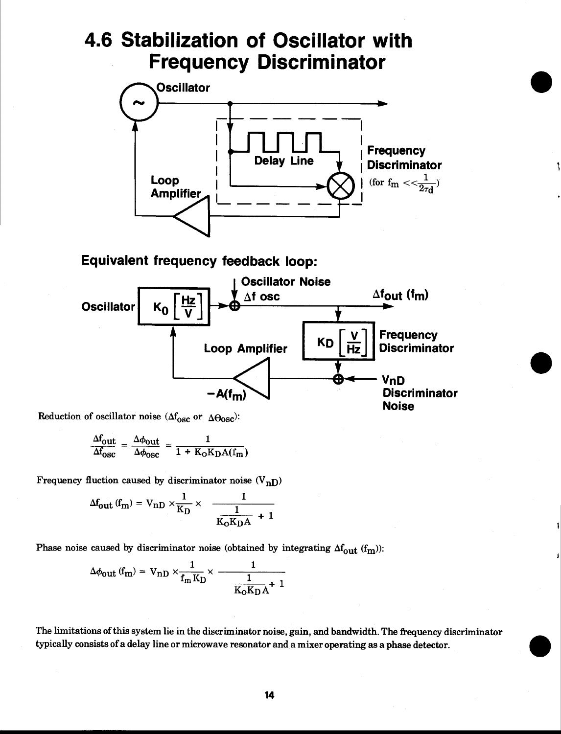# 4.6 Stabilization of Oscillator with Frequency Discriminator

Oscillator

Delay Line

Loop Amplifier

Frequency Discriminator (for $f_m << \frac{1}{2\tau_d}$)

### Equivalent frequency feedback loop:

Oscillator $K_O \left[\frac{Hz}{V}\right]$

Oscillator Noise $\Delta f$ osc

$\Delta f_{out}$ ($f_m$)

$K_D \left[\frac{V}{Hz}\right]$ Frequency Discriminator

Loop Amplifier

$-A(f_m)$

VnD Discriminator Noise

Reduction of oscillator noise ($\Delta f_{osc}$ or $\Delta \Theta_{osc}$):

$$\frac{\Delta f_{out}}{\Delta f_{osc}} = \frac{\Delta \phi_{out}}{\Delta \phi_{osc}} = \frac{1}{1 + K_O K_D A(f_m)}$$

Frequency fluction caused by discriminator noise ($V_{nD}$)

$$\Delta f_{out}(f_m) = V_{nD} \times \frac{1}{K_D} \times \frac{1}{\frac{1}{K_O K_D A} + 1}$$

Phase noise caused by discriminator noise (obtained by integrating $\Delta f_{out}$ ($f_m$)):

$$\Delta \phi_{out}(f_m) = V_{nD} \times \frac{1}{f_m K_D} \times \frac{1}{\frac{1}{K_O K_D A} + 1}$$

The limitations of this system lie in the discriminator noise, gain, and bandwidth. The frequency discriminator typically consists of a delay line or microwave resonator and a mixer operating as a phase detector.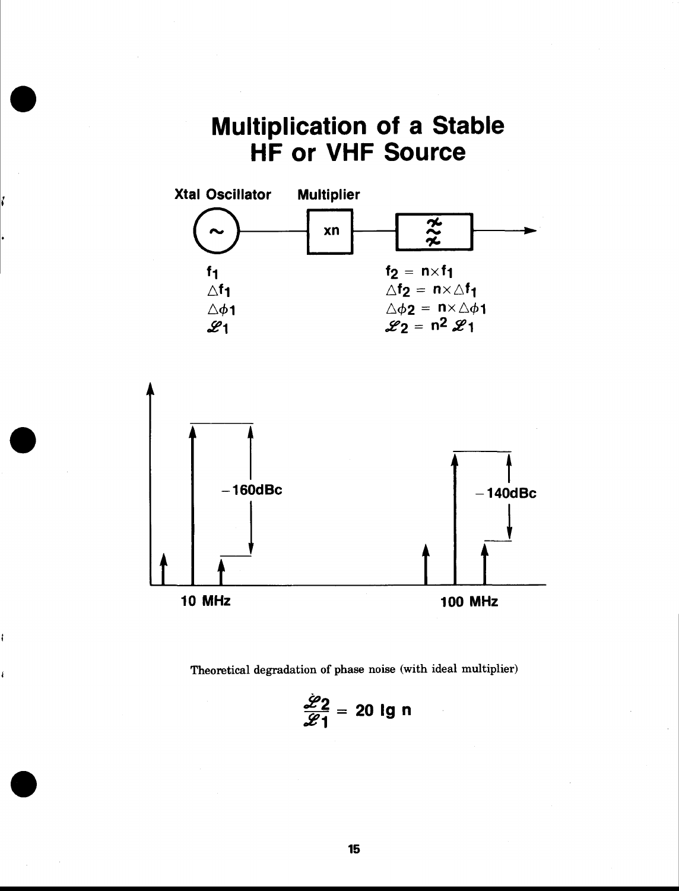# Multiplication of a Stable HF or VHF Source

Xtal Oscillator — Multiplier (xn) — Filter

| Xtal Oscillator | Multiplier output |
|---|---|
| $f_1$ | $f_2 = n \times f_1$ |
| $\Delta f_1$ | $\Delta f_2 = n \times \Delta f_1$ |
| $\Delta\phi 1$ | $\Delta\phi 2 = n \times \Delta\phi 1$ |
| $\mathscr{L}_1$ | $\mathscr{L}_2 = n^2 \mathscr{L}_1$ |

−160dBc

−140dBc

10 MHz

100 MHz

Theoretical degradation of phase noise (with ideal multiplier)

$$\frac{\mathscr{L}2}{\mathscr{L}1} = 20 \lg n$$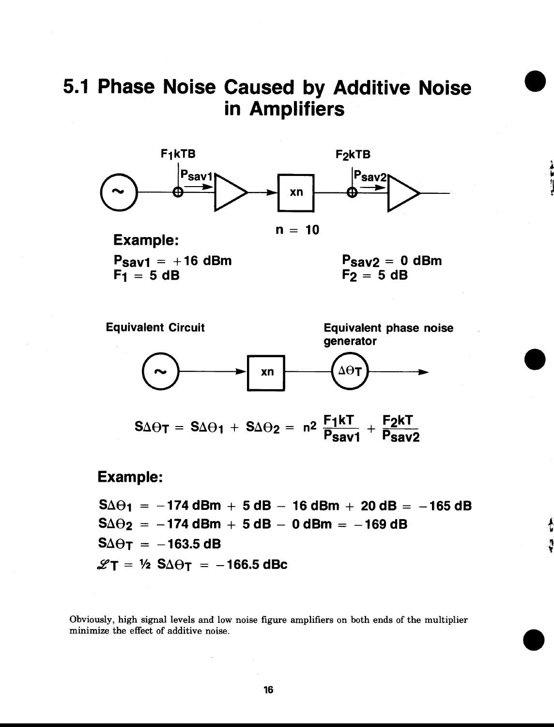# 5.1 Phase Noise Caused by Additive Noise in Amplifiers

$F_1kTB$ $\quad$ $P_{sav1}$ $\quad$ xn $\quad$ $F_2kTB$ $\quad$ $P_{sav2}$

$n = 10$

**Example:**

$P_{sav1} = +16$ dBm
$F_1 = 5$ dB

$P_{sav2} = 0$ dBm
$F_2 = 5$ dB

**Equivalent Circuit**

**Equivalent phase noise generator**

xn $\quad$ $\Delta\Theta_T$

$$S\Delta\Theta_T = S\Delta\Theta_1 + S\Delta\Theta_2 = n^2 \frac{F_1kT}{P_{sav1}} + \frac{F_2kT}{P_{sav2}}$$

**Example:**

$S\Delta\Theta_1 = -174\text{ dBm} + 5\text{ dB} - 16\text{ dBm} + 20\text{ dB} = -165\text{ dB}$

$S\Delta\Theta_2 = -174\text{ dBm} + 5\text{ dB} - 0\text{ dBm} = -169\text{ dB}$

$S\Delta\Theta_T = -163.5\text{ dB}$

$\mathscr{L}_T = \frac{1}{2} S\Delta\Theta_T = -166.5\text{ dBc}$

Obviously, high signal levels and low noise figure amplifiers on both ends of the multiplier minimize the effect of additive noise.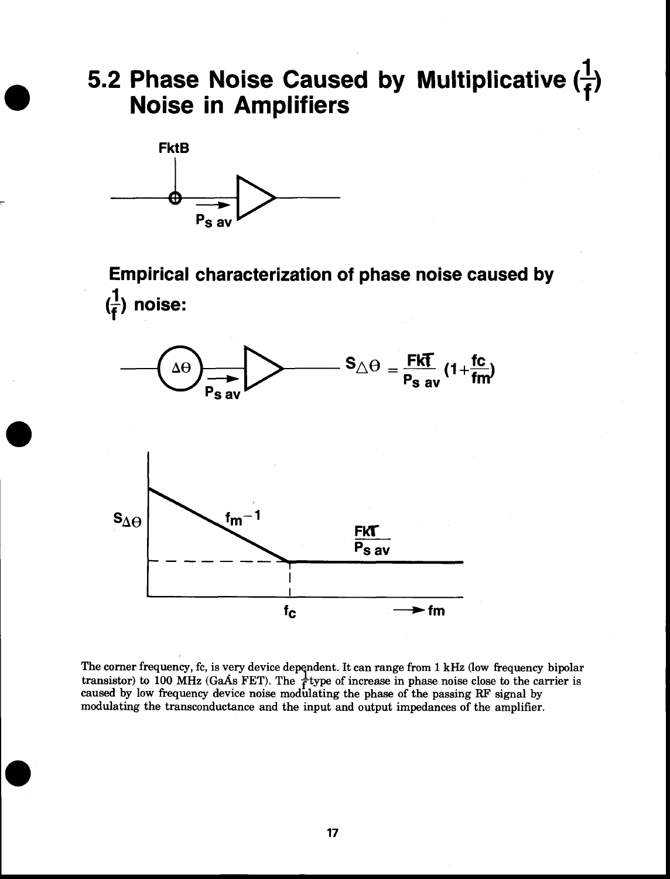# 5.2 Phase Noise Caused by Multiplicative ($\frac{1}{f}$) Noise in Amplifiers

FktB

$P_{s\,av}$

## Empirical characterization of phase noise caused by ($\frac{1}{f}$) noise:

$\Delta\Theta$

$P_{s\,av}$

$$S_{\Delta\Theta} = \frac{FkT}{P_{s\,av}}\left(1+\frac{f_c}{f_m}\right)$$

$S_{\Delta\Theta}$

$f_m^{-1}$

$\frac{FkT}{P_{s\,av}}$

$f_c$

$\longrightarrow f_m$

The corner frequency, fc, is very device dependent. It can range from 1 kHz (low frequency bipolar transistor) to 100 MHz (GaAs FET). The $\frac{1}{f}$ type of increase in phase noise close to the carrier is caused by low frequency device noise modulating the phase of the passing RF signal by modulating the transconductance and the input and output impedances of the amplifier.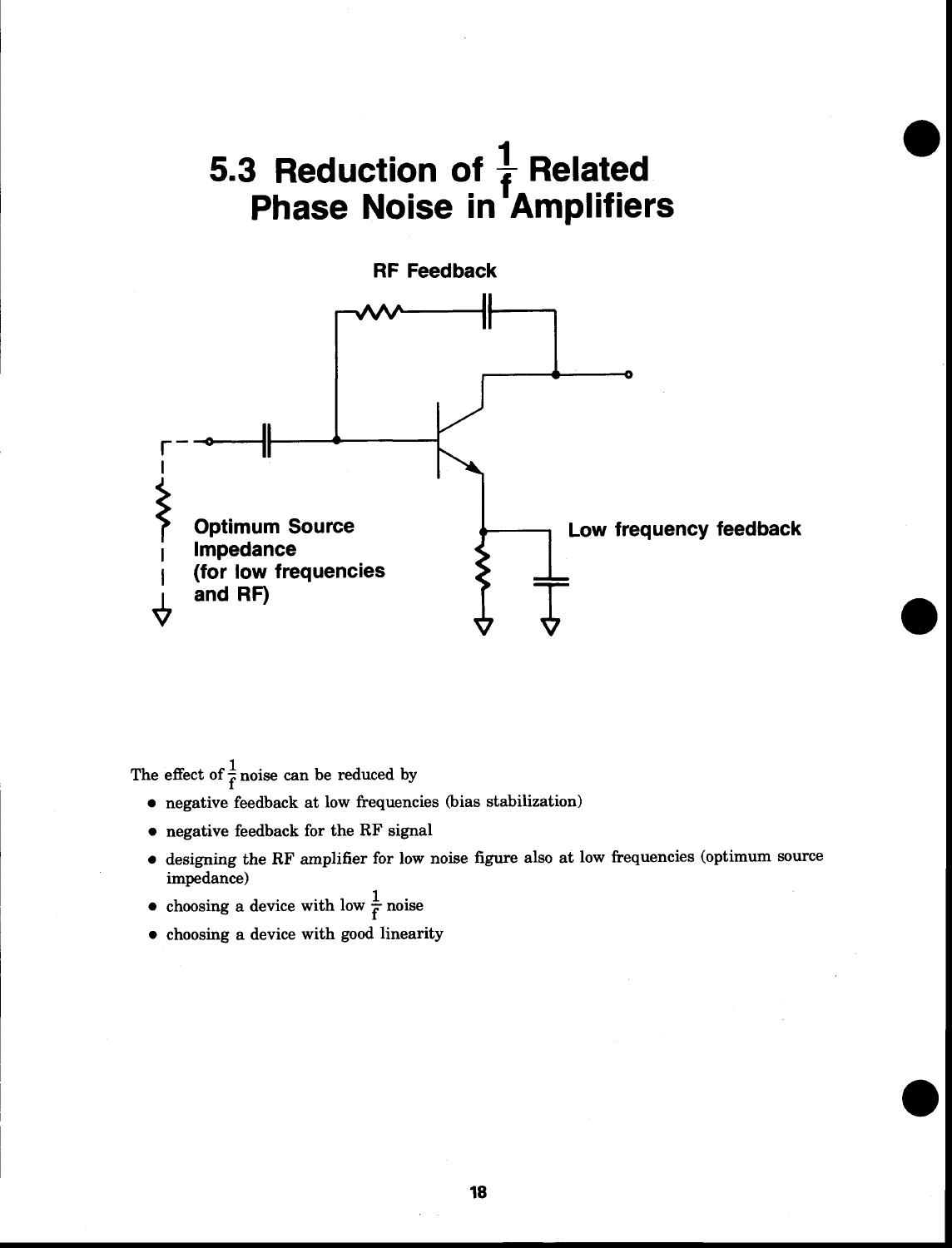# 5.3 Reduction of $\frac{1}{f}$ Related Phase Noise in Amplifiers

RF Feedback

Optimum Source Impedance (for low frequencies and RF)

Low frequency feedback

The effect of $\frac{1}{f}$ noise can be reduced by

- negative feedback at low frequencies (bias stabilization)
- negative feedback for the RF signal
- designing the RF amplifier for low noise figure also at low frequencies (optimum source impedance)
- choosing a device with low $\frac{1}{f}$ noise
- choosing a device with good linearity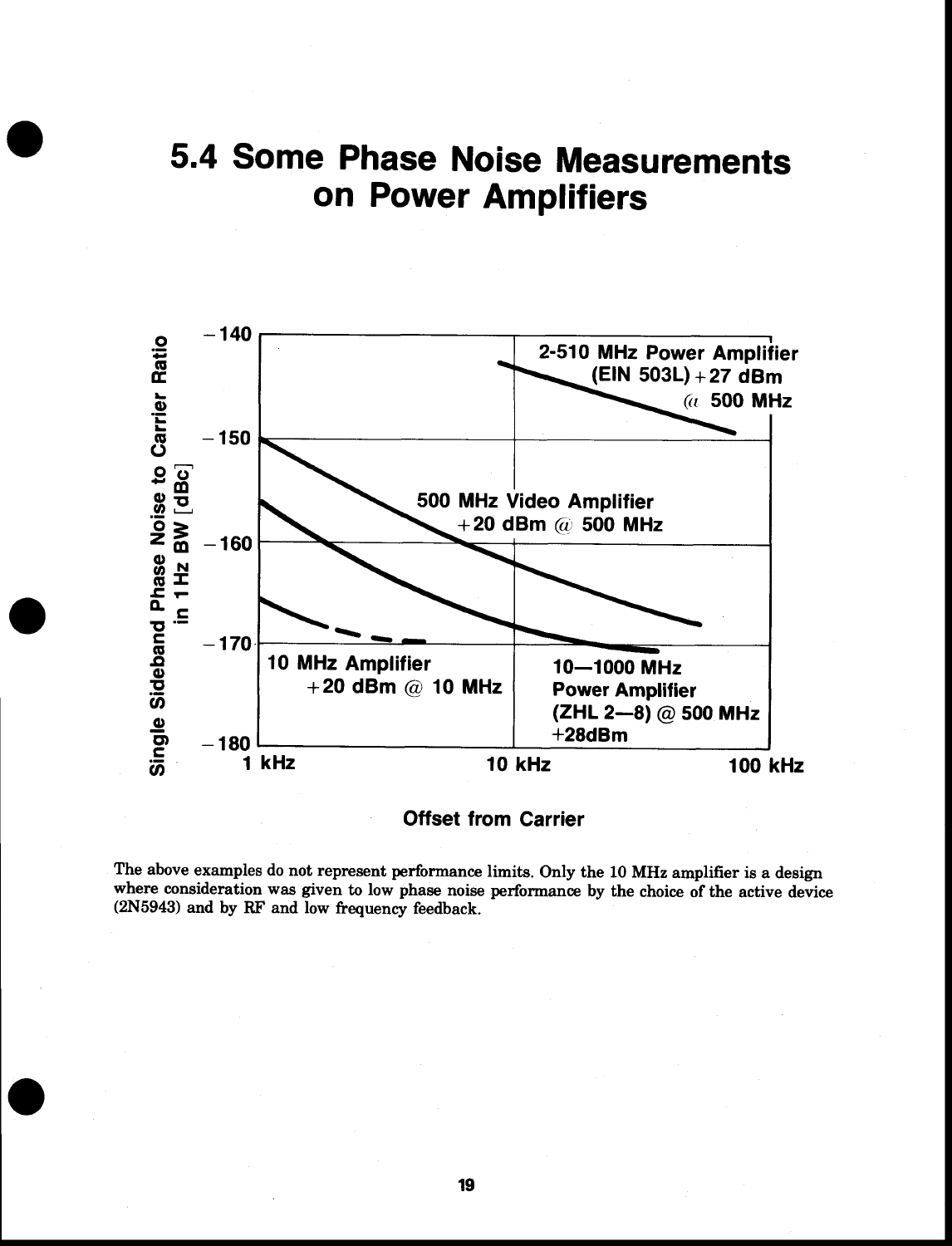# 5.4 Some Phase Noise Measurements on Power Amplifiers

Single Sideband Phase Noise to Carrier Ratio in 1 Hz BW [dBc]

−140

−150

−160

−170

−180

2-510 MHz Power Amplifier (EIN 503L) +27 dBm @ 500 MHz

500 MHz Video Amplifier +20 dBm @ 500 MHz

10 MHz Amplifier +20 dBm @ 10 MHz

10—1000 MHz Power Amplifier (ZHL 2—8) @ 500 MHz +28dBm

1 kHz | 10 kHz | 100 kHz

**Offset from Carrier**

The above examples do not represent performance limits. Only the 10 MHz amplifier is a design where consideration was given to low phase noise performance by the choice of the active device (2N5943) and by RF and low frequency feedback.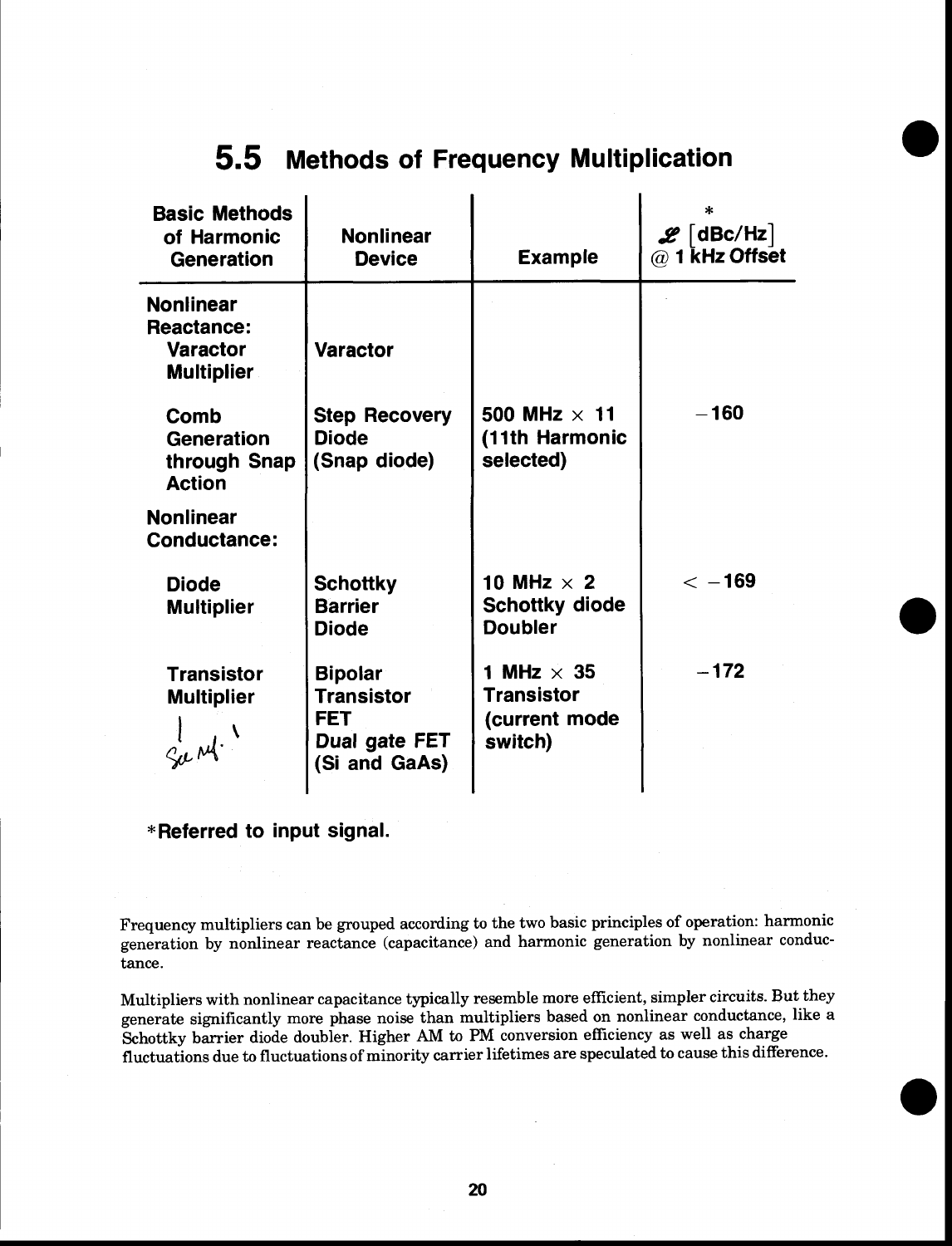## 5.5 Methods of Frequency Multiplication

| Basic Methods of Harmonic Generation | Nonlinear Device | Example | * $\mathcal{L}$ [dBc/Hz] @ 1 kHz Offset |
|---|---|---|---|
| **Nonlinear Reactance:** | | | |
| Varactor Multiplier | Varactor | | |
| Comb Generation through Snap Action | Step Recovery Diode (Snap diode) | 500 MHz × 11 (11th Harmonic selected) | −160 |
| **Nonlinear Conductance:** | | | |
| Diode Multiplier | Schottky Barrier Diode | 10 MHz × 2 Schottky diode Doubler | < −169 |
| Transistor Multiplier | Bipolar Transistor FET Dual gate FET (Si and GaAs) | 1 MHz × 35 Transistor (current mode switch) | −172 |

*Referred to input signal.

Frequency multipliers can be grouped according to the two basic principles of operation: harmonic generation by nonlinear reactance (capacitance) and harmonic generation by nonlinear conductance.

Multipliers with nonlinear capacitance typically resemble more efficient, simpler circuits. But they generate significantly more phase noise than multipliers based on nonlinear conductance, like a Schottky barrier diode doubler. Higher AM to PM conversion efficiency as well as charge fluctuations due to fluctuations of minority carrier lifetimes are speculated to cause this difference.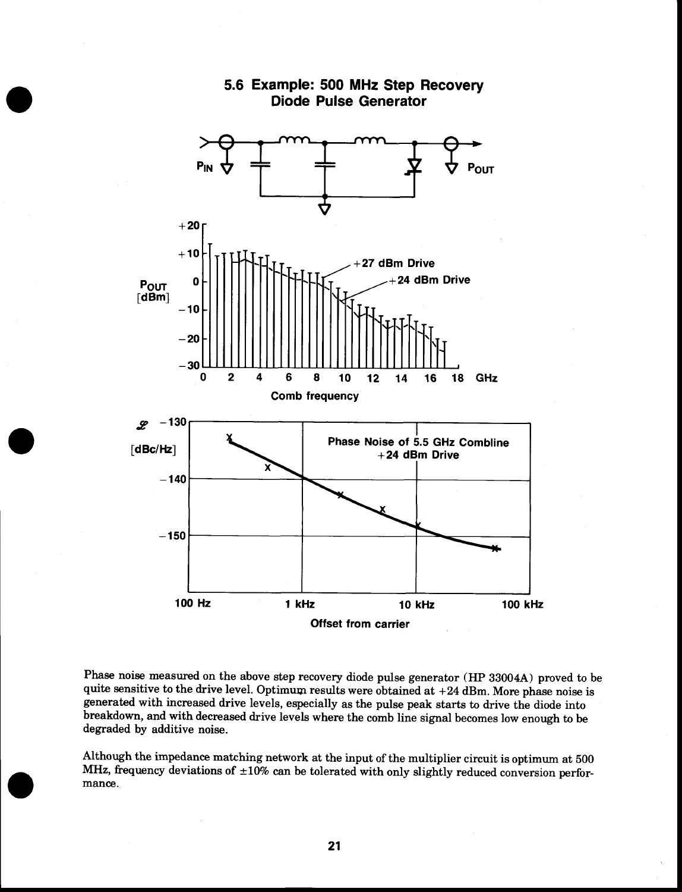## 5.6 Example: 500 MHz Step Recovery Diode Pulse Generator

Phase noise measured on the above step recovery diode pulse generator (HP 33004A) proved to be quite sensitive to the drive level. Optimum results were obtained at +24 dBm. More phase noise is generated with increased drive levels, especially as the pulse peak starts to drive the diode into breakdown, and with decreased drive levels where the comb line signal becomes low enough to be degraded by additive noise.

Although the impedance matching network at the input of the multiplier circuit is optimum at 500 MHz, frequency deviations of ±10% can be tolerated with only slightly reduced conversion performance.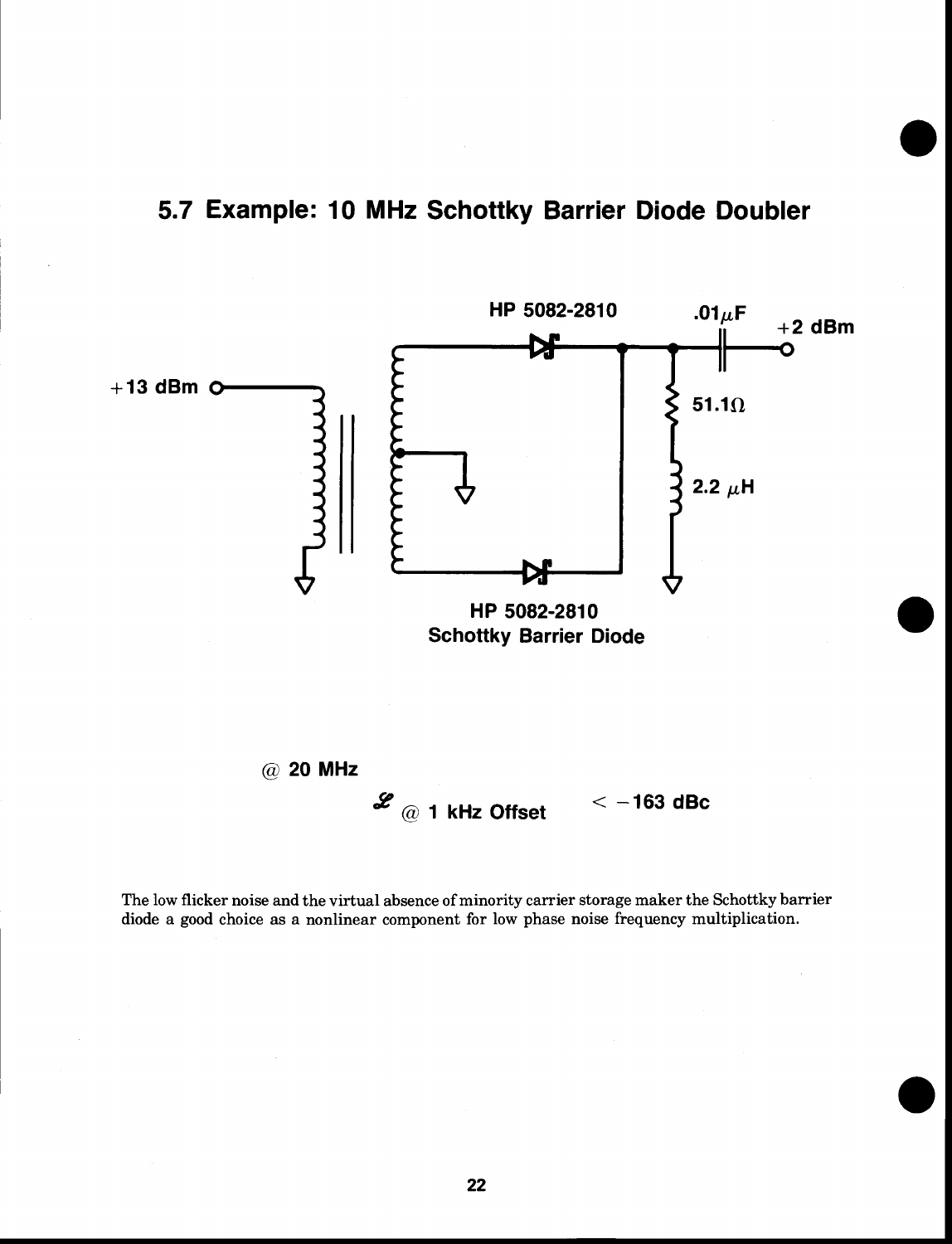## 5.7 Example: 10 MHz Schottky Barrier Diode Doubler

HP 5082-2810

.01$\mu$F

+2 dBm

+13 dBm

51.1$\Omega$

2.2 $\mu$H

HP 5082-2810
Schottky Barrier Diode

@ 20 MHz

$\mathscr{L}$ @ 1 kHz Offset $< -163$ dBc

The low flicker noise and the virtual absence of minority carrier storage maker the Schottky barrier diode a good choice as a nonlinear component for low phase noise frequency multiplication.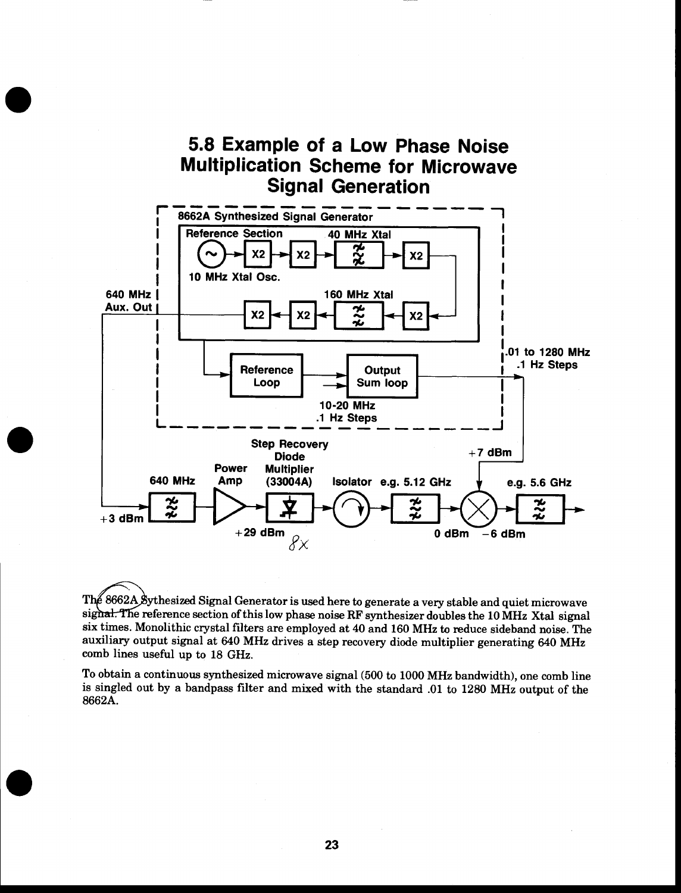# 5.8 Example of a Low Phase Noise Multiplication Scheme for Microwave Signal Generation

8662A Synthesized Signal Generator

Reference Section

40 MHz Xtal

10 MHz Xtal Osc.

160 MHz Xtal

640 MHz Aux. Out

Reference Loop

Output Sum loop

10-20 MHz .1 Hz Steps

.01 to 1280 MHz .1 Hz Steps

+7 dBm

640 MHz

+3 dBm

Power Amp

Step Recovery Diode Multiplier (33004A)

+29 dBm

8x

Isolator

e.g. 5.12 GHz

0 dBm

e.g. 5.6 GHz

−6 dBm

The 8662A Synthesized Signal Generator is used here to generate a very stable and quiet microwave signal. The reference section of this low phase noise RF synthesizer doubles the 10 MHz Xtal signal six times. Monolithic crystal filters are employed at 40 and 160 MHz to reduce sideband noise. The auxiliary output signal at 640 MHz drives a step recovery diode multiplier generating 640 MHz comb lines useful up to 18 GHz.

To obtain a continuous synthesized microwave signal (500 to 1000 MHz bandwidth), one comb line is singled out by a bandpass filter and mixed with the standard .01 to 1280 MHz output of the 8662A.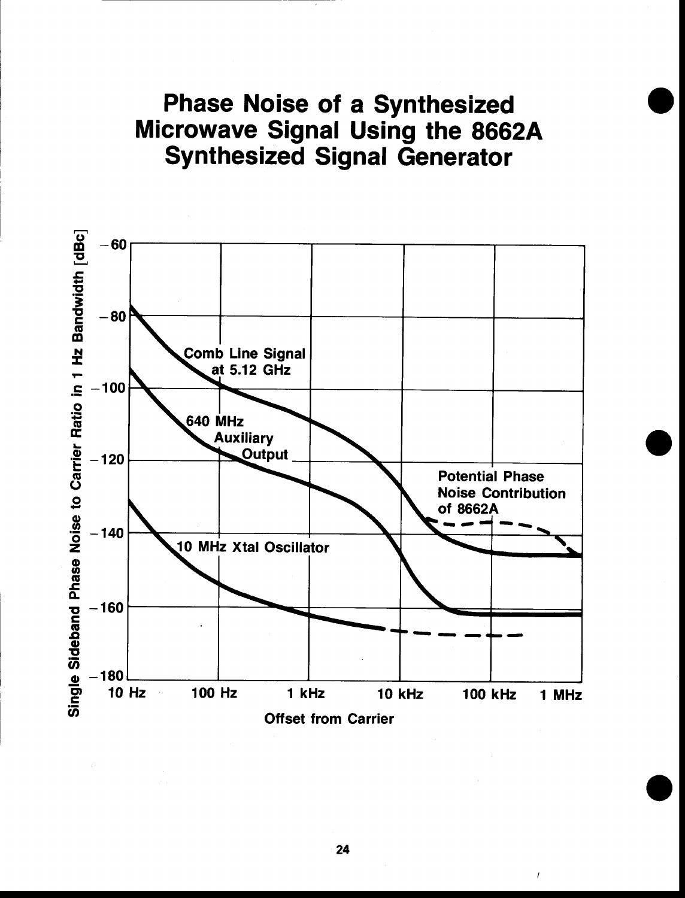# Phase Noise of a Synthesized Microwave Signal Using the 8662A Synthesized Signal Generator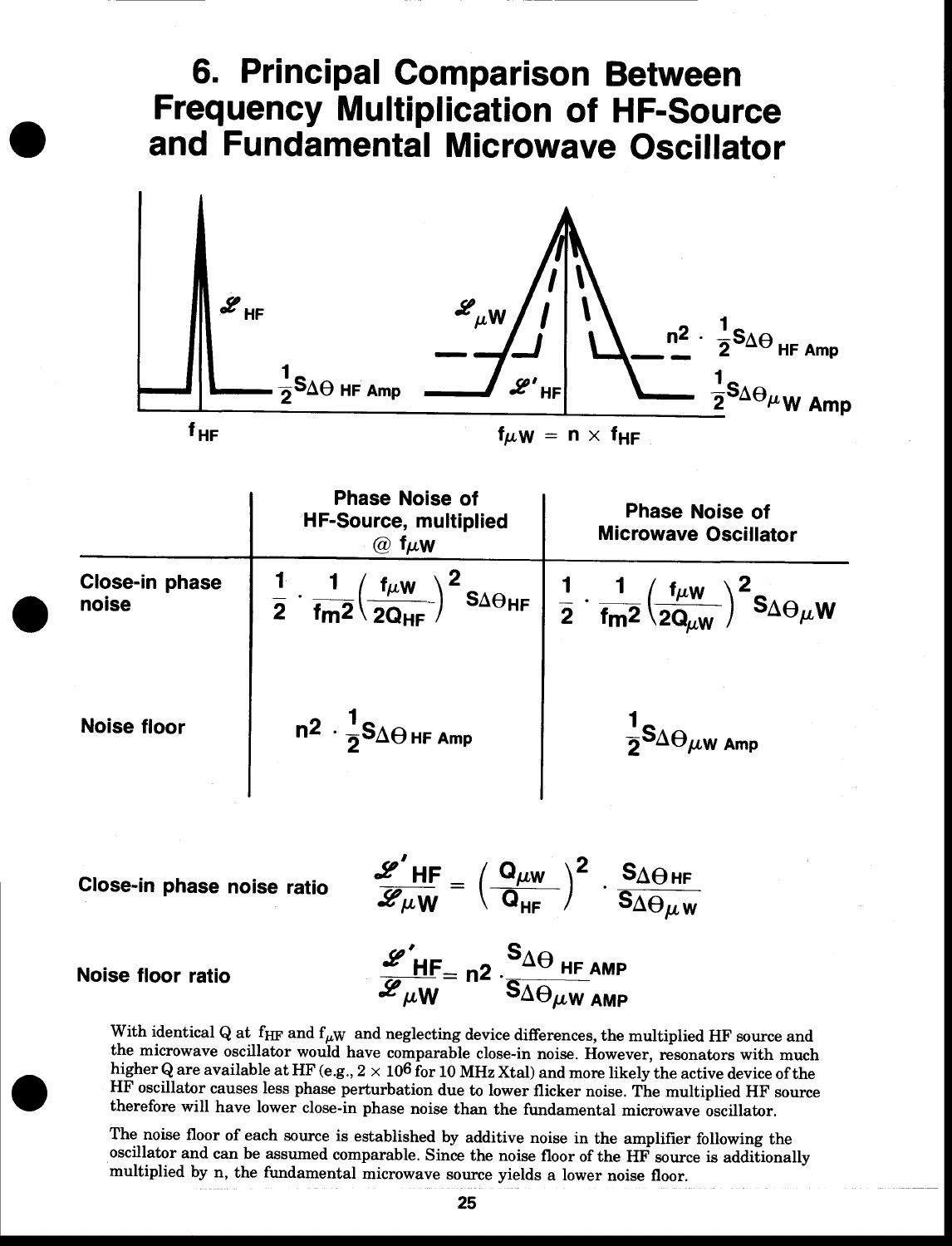# 6. Principal Comparison Between Frequency Multiplication of HF-Source and Fundamental Microwave Oscillator

$\mathcal{L}_{HF}$

$\frac{1}{2}S_{\Delta\Theta\, HF\, Amp}$

$f_{HF}$

$\mathcal{L}_{\mu W}$

$\mathcal{L}'_{HF}$

$n^2 \cdot \frac{1}{2}S_{\Delta\Theta\, HF\, Amp}$

$\frac{1}{2}S_{\Delta\Theta\mu W\, Amp}$

$f_{\mu W} = n \times f_{HF}$

| | Phase Noise of HF-Source, multiplied @ $f_{\mu W}$ | Phase Noise of Microwave Oscillator |
|---|---|---|
| **Close-in phase noise** | $\frac{1}{2} \cdot \frac{1}{fm^2}\left(\frac{f_{\mu W}}{2Q_{HF}}\right)^2 S_{\Delta\Theta HF}$ | $\frac{1}{2} \cdot \frac{1}{fm^2}\left(\frac{f_{\mu W}}{2Q_{\mu W}}\right)^2 S_{\Delta\Theta\mu W}$ |
| **Noise floor** | $n^2 \cdot \frac{1}{2}S_{\Delta\Theta\, HF\, Amp}$ | $\frac{1}{2}S_{\Delta\Theta\mu W\, Amp}$ |

**Close-in phase noise ratio**

$$\frac{\mathcal{L}'_{HF}}{\mathcal{L}_{\mu W}} = \left(\frac{Q_{\mu W}}{Q_{HF}}\right)^2 \cdot \frac{S_{\Delta\Theta HF}}{S_{\Delta\Theta\mu W}}$$

**Noise floor ratio**

$$\frac{\mathcal{L}'_{HF}}{\mathcal{L}_{\mu W}} = n^2 \cdot \frac{S_{\Delta\Theta\, HF\, AMP}}{S_{\Delta\Theta\mu W\, AMP}}$$

With identical Q at $f_{HF}$ and $f_{\mu W}$ and neglecting device differences, the multiplied HF source and the microwave oscillator would have comparable close-in noise. However, resonators with much higher Q are available at HF (e.g., $2 \times 10^6$ for 10 MHz Xtal) and more likely the active device of the HF oscillator causes less phase perturbation due to lower flicker noise. The multiplied HF source therefore will have lower close-in phase noise than the fundamental microwave oscillator.

The noise floor of each source is established by additive noise in the amplifier following the oscillator and can be assumed comparable. Since the noise floor of the HF source is additionally multiplied by n, the fundamental microwave source yields a lower noise floor.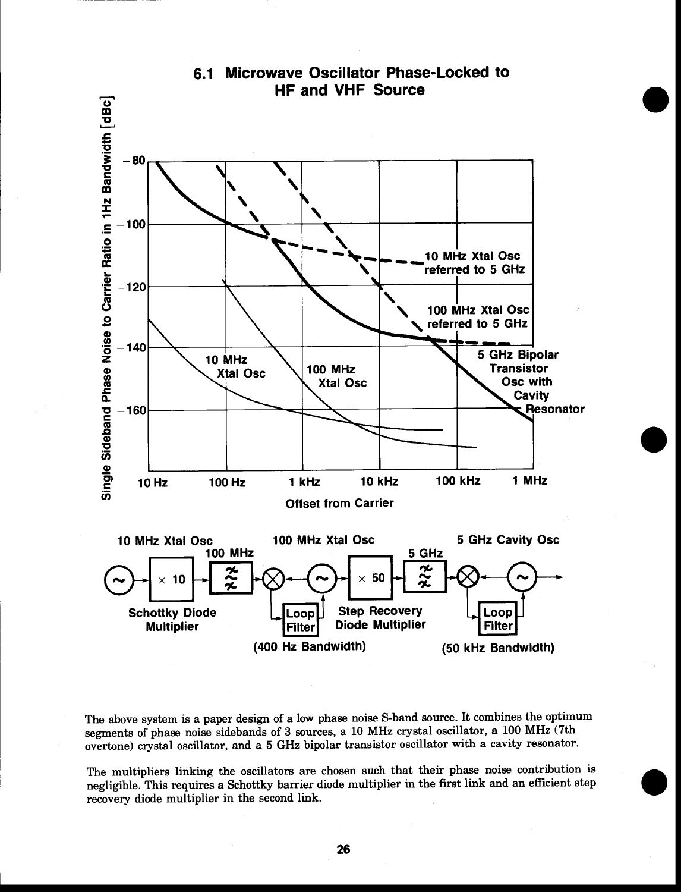## 6.1 Microwave Oscillator Phase-Locked to HF and VHF Source

Single Sideband Phase Noise to Carrier Ratio in 1Hz Bandwidth [dBc]

-80
-100
-120
-140
-160

10 Hz | 100 Hz | 1 kHz | 10 kHz | 100 kHz | 1 MHz

Offset from Carrier

10 MHz Xtal Osc referred to 5 GHz

100 MHz Xtal Osc referred to 5 GHz

10 MHz Xtal Osc

100 MHz Xtal Osc

5 GHz Bipolar Transistor Osc with Cavity Resonator

10 MHz Xtal Osc — × 10 (Schottky Diode Multiplier) — 100 MHz — Loop Filter (400 Hz Bandwidth) — 100 MHz Xtal Osc — × 50 (Step Recovery Diode Multiplier) — 5 GHz — Loop Filter (50 kHz Bandwidth) — 5 GHz Cavity Osc

The above system is a paper design of a low phase noise S-band source. It combines the optimum segments of phase noise sidebands of 3 sources, a 10 MHz crystal oscillator, a 100 MHz (7th overtone) crystal oscillator, and a 5 GHz bipolar transistor oscillator with a cavity resonator.

The multipliers linking the oscillators are chosen such that their phase noise contribution is negligible. This requires a Schottky barrier diode multiplier in the first link and an efficient step recovery diode multiplier in the second link.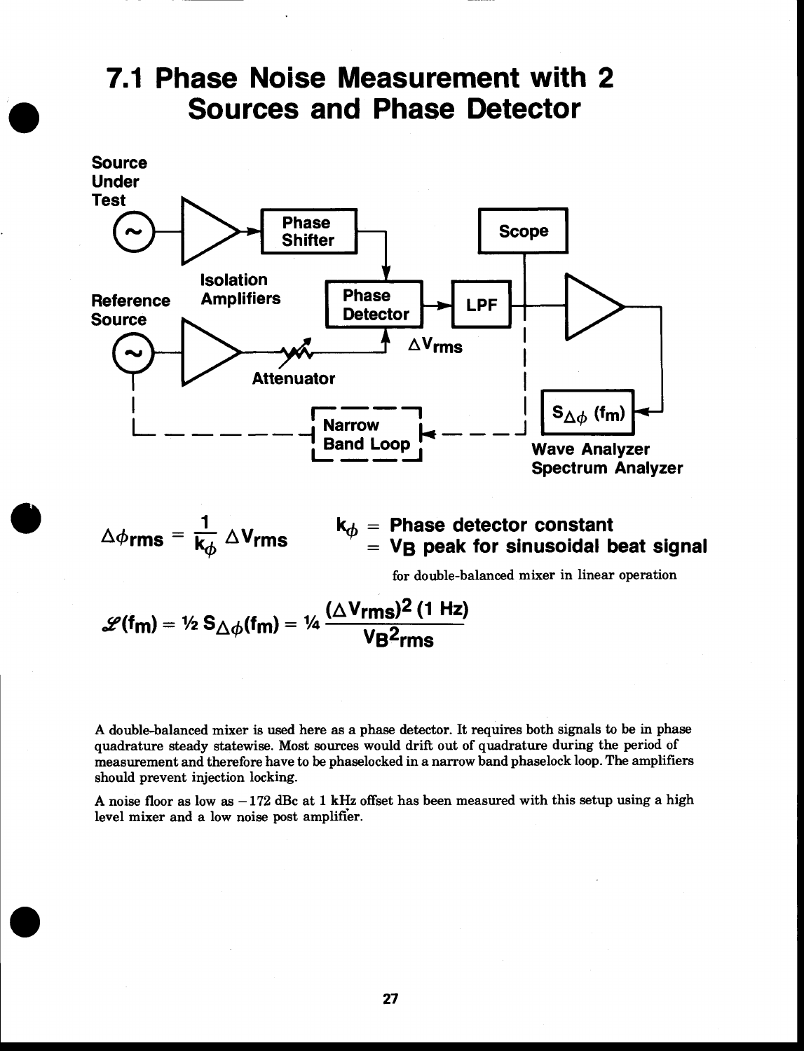# 7.1 Phase Noise Measurement with 2 Sources and Phase Detector

$$\Delta\phi_{rms} = \frac{1}{k_\phi} \Delta V_{rms}$$

$k_\phi$ = Phase detector constant
= $V_B$ peak for sinusoidal beat signal

for double-balanced mixer in linear operation

$$\mathscr{L}(f_m) = \tfrac{1}{2} S_{\Delta\phi}(f_m) = \tfrac{1}{4} \frac{(\Delta V_{rms})^2 \, (1\ \text{Hz})}{V_{B}{}^2{}_{rms}}$$

A double-balanced mixer is used here as a phase detector. It requires both signals to be in phase quadrature steady statewise. Most sources would drift out of quadrature during the period of measurement and therefore have to be phaselocked in a narrow band phaselock loop. The amplifiers should prevent injection locking.

A noise floor as low as −172 dBc at 1 kHz offset has been measured with this setup using a high level mixer and a low noise post amplifier.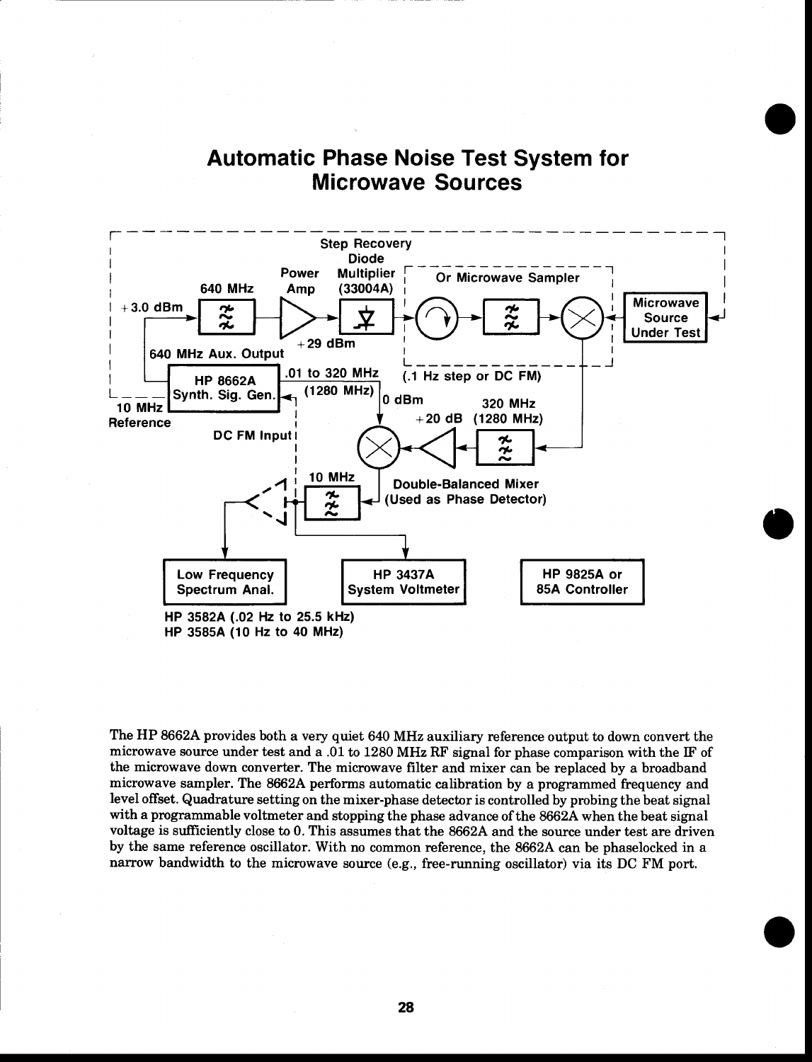# Automatic Phase Noise Test System for Microwave Sources

Step Recovery Diode Multiplier (33004A)

Power Amp

640 MHz

+3.0 dBm

+29 dBm

Or Microwave Sampler

Microwave Source Under Test

640 MHz Aux. Output

HP 8662A Synth. Sig. Gen.

.01 to 320 MHz (1280 MHz)

(.1 Hz step or DC FM)

10 MHz Reference

0 dBm

320 MHz

+20 dB (1280 MHz)

DC FM Input

10 MHz

Double-Balanced Mixer (Used as Phase Detector)

Low Frequency Spectrum Anal.

HP 3437A System Voltmeter

HP 9825A or 85A Controller

HP 3582A (.02 Hz to 25.5 kHz)
HP 3585A (10 Hz to 40 MHz)

The HP 8662A provides both a very quiet 640 MHz auxiliary reference output to down convert the microwave source under test and a .01 to 1280 MHz RF signal for phase comparison with the IF of the microwave down converter. The microwave filter and mixer can be replaced by a broadband microwave sampler. The 8662A performs automatic calibration by a programmed frequency and level offset. Quadrature setting on the mixer-phase detector is controlled by probing the beat signal with a programmable voltmeter and stopping the phase advance of the 8662A when the beat signal voltage is sufficiently close to 0. This assumes that the 8662A and the source under test are driven by the same reference oscillator. With no common reference, the 8662A can be phaselocked in a narrow bandwidth to the microwave source (e.g., free-running oscillator) via its DC FM port.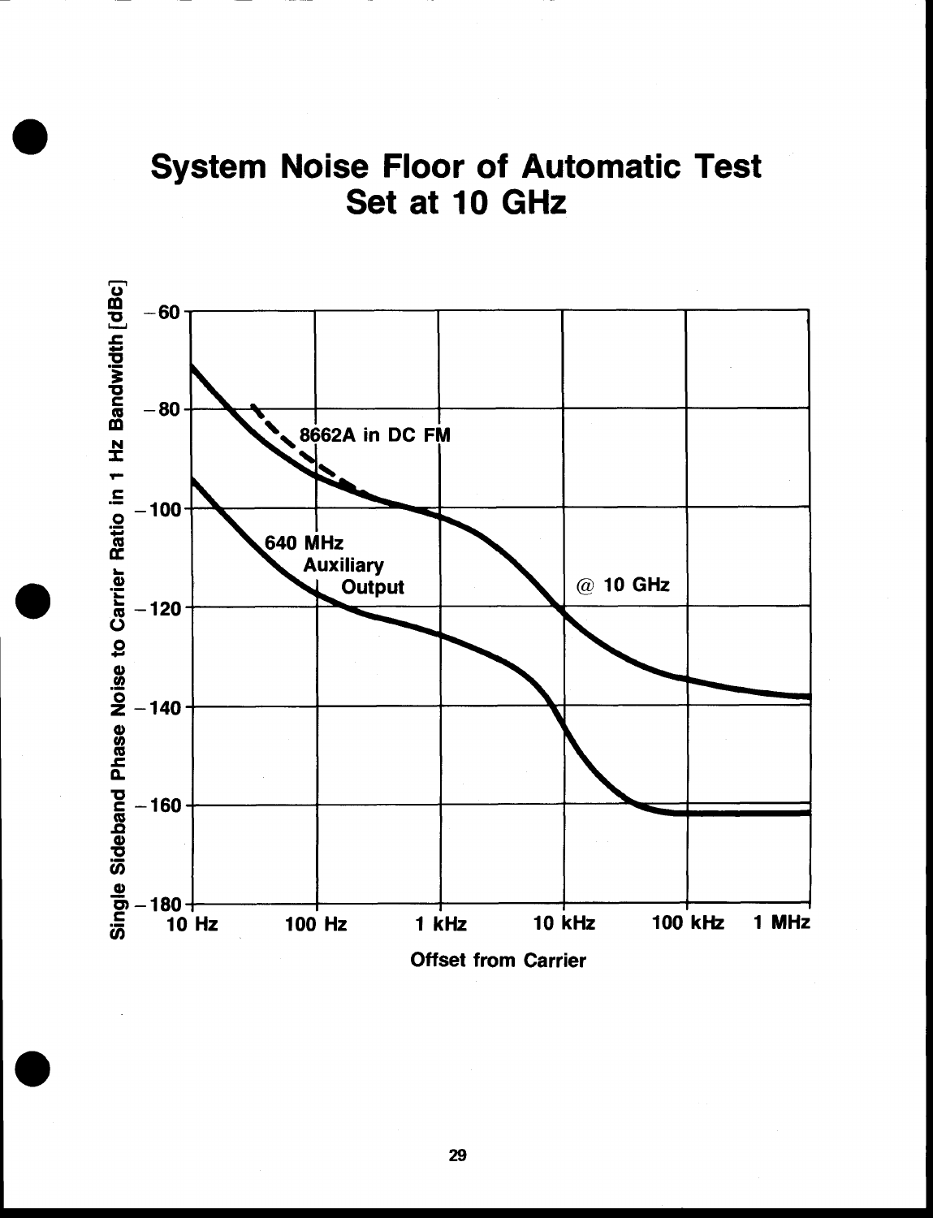# System Noise Floor of Automatic Test Set at 10 GHz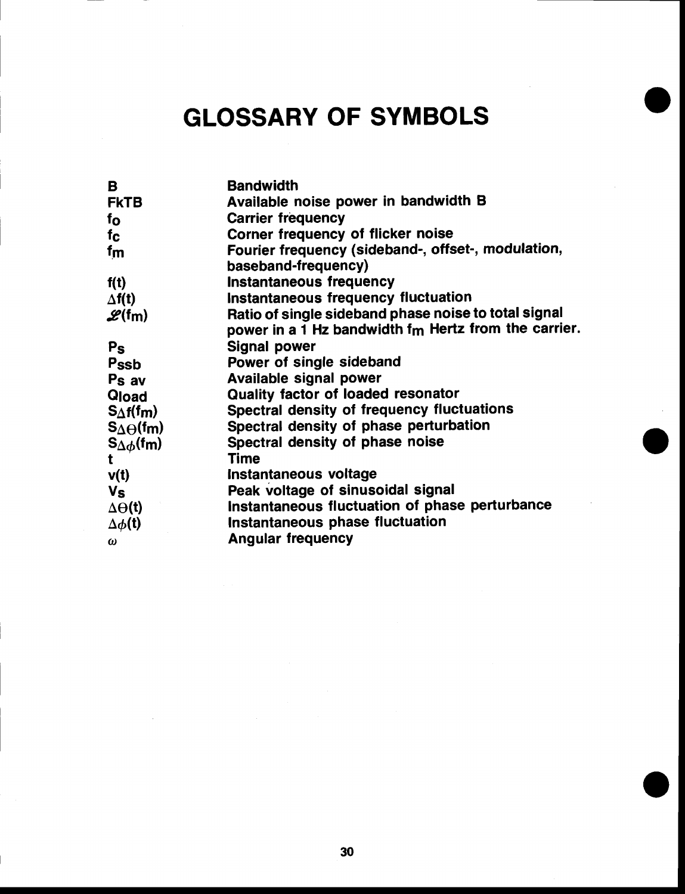# GLOSSARY OF SYMBOLS

| Symbol | Definition |
|---|---|
| $B$ | Bandwidth |
| $FkTB$ | Available noise power in bandwidth B |
| $f_o$ | Carrier frequency |
| $f_c$ | Corner frequency of flicker noise |
| $f_m$ | Fourier frequency (sideband-, offset-, modulation, baseband-frequency) |
| $f(t)$ | Instantaneous frequency |
| $\Delta f(t)$ | Instantaneous frequency fluctuation |
| $\mathscr{L}(f_m)$ | Ratio of single sideband phase noise to total signal power in a 1 Hz bandwidth $f_m$ Hertz from the carrier. |
| $P_s$ | Signal power |
| $P_{ssb}$ | Power of single sideband |
| $P_{s\ av}$ | Available signal power |
| $Q_{load}$ | Quality factor of loaded resonator |
| $S_{\Delta f}(f_m)$ | Spectral density of frequency fluctuations |
| $S_{\Delta \Theta}(f_m)$ | Spectral density of phase perturbation |
| $S_{\Delta \phi}(f_m)$ | Spectral density of phase noise |
| $t$ | Time |
| $v(t)$ | Instantaneous voltage |
| $V_s$ | Peak voltage of sinusoidal signal |
| $\Delta \Theta(t)$ | Instantaneous fluctuation of phase perturbance |
| $\Delta \phi(t)$ | Instantaneous phase fluctuation |
| $\omega$ | Angular frequency |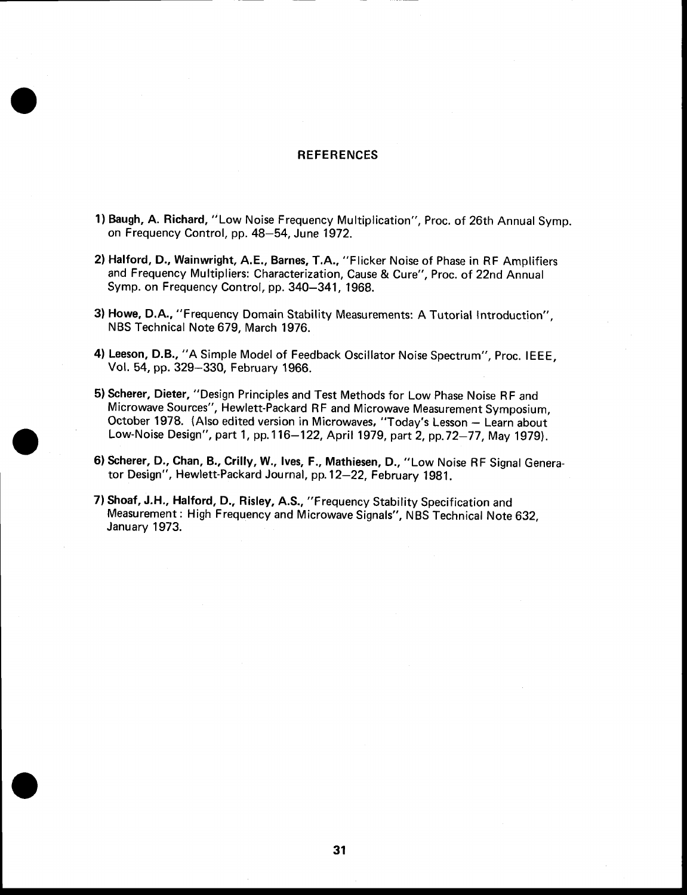# REFERENCES

1) **Baugh, A. Richard,** "Low Noise Frequency Multiplication", Proc. of 26th Annual Symp. on Frequency Control, pp. 48–54, June 1972.

2) **Halford, D., Wainwright, A.E., Barnes, T.A.,** "Flicker Noise of Phase in RF Amplifiers and Frequency Multipliers: Characterization, Cause & Cure", Proc. of 22nd Annual Symp. on Frequency Control, pp. 340–341, 1968.

3) **Howe, D.A.,** "Frequency Domain Stability Measurements: A Tutorial Introduction", NBS Technical Note 679, March 1976.

4) **Leeson, D.B.,** "A Simple Model of Feedback Oscillator Noise Spectrum", Proc. IEEE, Vol. 54, pp. 329–330, February 1966.

5) **Scherer, Dieter,** "Design Principles and Test Methods for Low Phase Noise RF and Microwave Sources", Hewlett-Packard RF and Microwave Measurement Symposium, October 1978. (Also edited version in Microwaves, "Today's Lesson – Learn about Low-Noise Design", part 1, pp.116–122, April 1979, part 2, pp.72–77, May 1979).

6) **Scherer, D., Chan, B., Crilly, W., Ives, F., Mathiesen, D.,** "Low Noise RF Signal Generator Design", Hewlett-Packard Journal, pp.12–22, February 1981.

7) **Shoaf, J.H., Halford, D., Risley, A.S.,** "Frequency Stability Specification and Measurement: High Frequency and Microwave Signals", NBS Technical Note 632, January 1973.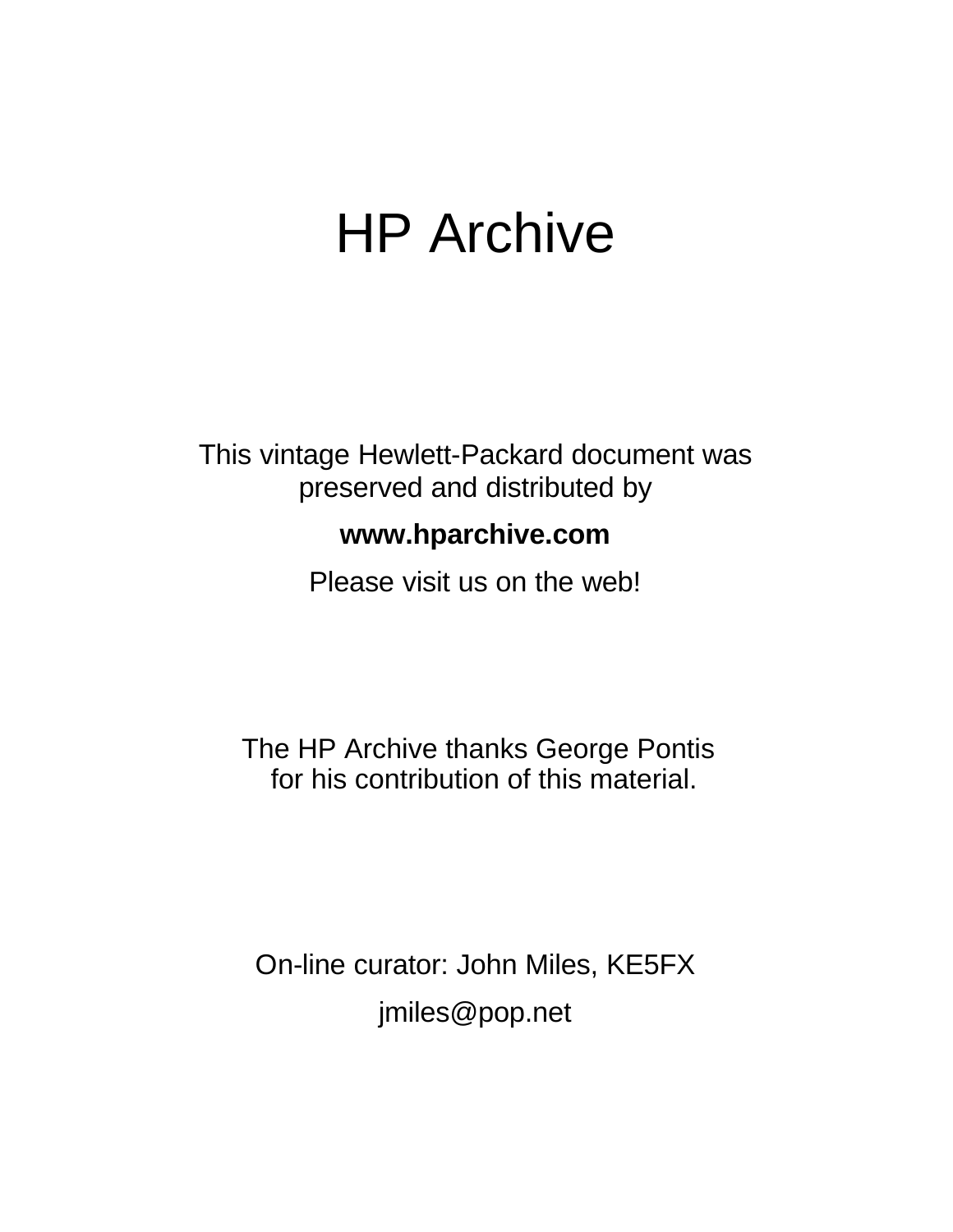# HP Archive

This vintage Hewlett-Packard document was preserved and distributed by

**www.hparchive.com**

Please visit us on the web!

The HP Archive thanks George Pontis for his contribution of this material.

On-line curator: John Miles, KE5FX

jmiles@pop.net